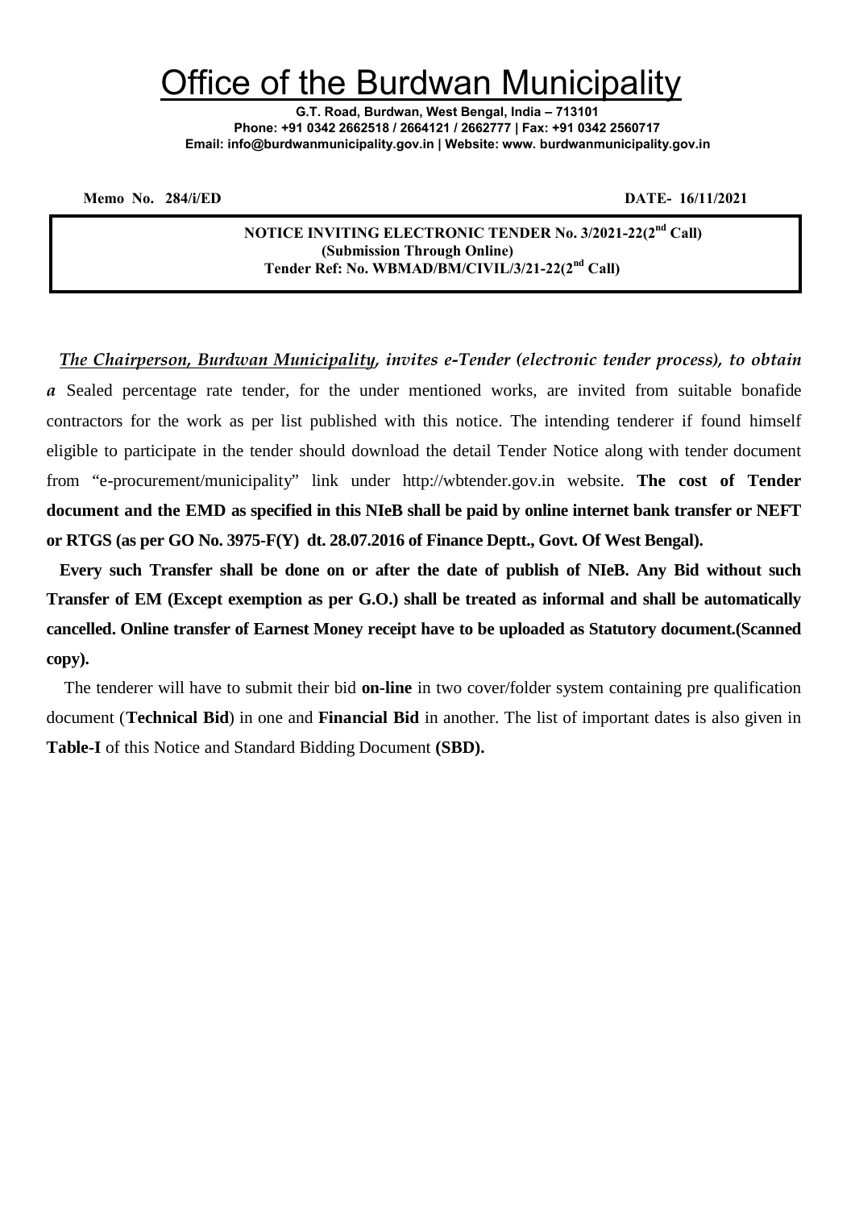# Office of the Burdwan Municipality

**G.T. Road, Burdwan, West Bengal, India – 713101**
**Phone: +91 0342 2662518 / 2664121 / 2662777 | Fax: +91 0342 2560717**
**Email: info@burdwanmunicipality.gov.in | Website: www. burdwanmunicipality.gov.in**

**Memo No. 284/i/ED** **DATE- 16/11/2021**

**NOTICE INVITING ELECTRONIC TENDER No. 3/2021-22(2nd Call)**
**(Submission Through Online)**
**Tender Ref: No. WBMAD/BM/CIVIL/3/21-22(2nd Call)**

*The Chairperson, Burdwan Municipality, invites e-Tender (electronic tender process), to obtain a* Sealed percentage rate tender, for the under mentioned works, are invited from suitable bonafide contractors for the work as per list published with this notice. The intending tenderer if found himself eligible to participate in the tender should download the detail Tender Notice along with tender document from "e-procurement/municipality" link under http://wbtender.gov.in website. **The cost of Tender document and the EMD as specified in this NIeB shall be paid by online internet bank transfer or NEFT or RTGS (as per GO No. 3975-F(Y) dt. 28.07.2016 of Finance Deptt., Govt. Of West Bengal).**

**Every such Transfer shall be done on or after the date of publish of NIeB. Any Bid without such Transfer of EM (Except exemption as per G.O.) shall be treated as informal and shall be automatically cancelled. Online transfer of Earnest Money receipt have to be uploaded as Statutory document.(Scanned copy).**

The tenderer will have to submit their bid **on-line** in two cover/folder system containing pre qualification document (**Technical Bid**) in one and **Financial Bid** in another. The list of important dates is also given in **Table-I** of this Notice and Standard Bidding Document **(SBD).**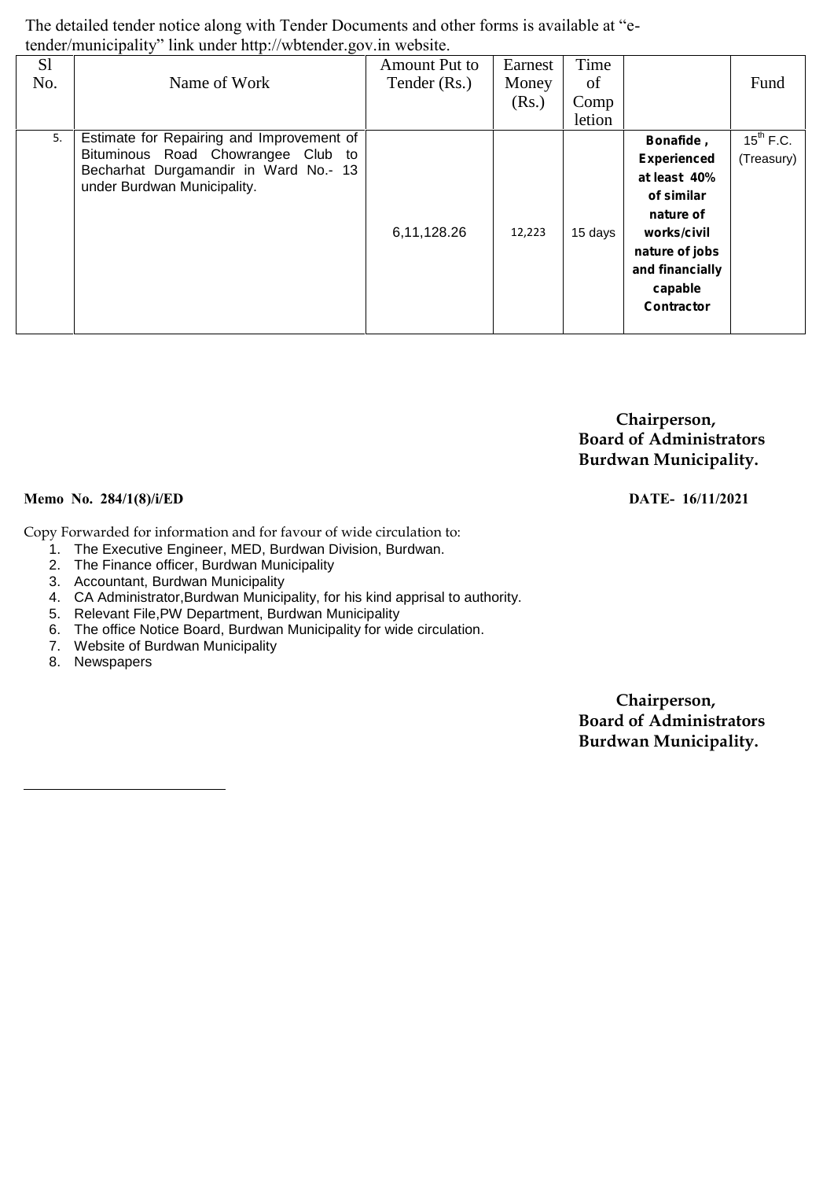The detailed tender notice along with Tender Documents and other forms is available at "e-tender/municipality" link under http://wbtender.gov.in website.

| Sl No. | Name of Work | Amount Put to Tender (Rs.) | Earnest Money (Rs.) | Time of Completion | | Fund |
|---|---|---|---|---|---|---|
| 5. | Estimate for Repairing and Improvement of Bituminous Road Chowrangee Club to Becharhat Durgamandir in Ward No.- 13 under Burdwan Municipality. | 6,11,128.26 | 12,223 | 15 days | **Bonafide , Experienced at least 40% of similar nature of works/civil nature of jobs and financially capable Contractor** | 15th F.C. (Treasury) |

**Chairperson,**
**Board of Administrators**
**Burdwan Municipality.**

**Memo No. 284/1(8)/i/ED** **DATE- 16/11/2021**

Copy Forwarded for information and for favour of wide circulation to:

1. The Executive Engineer, MED, Burdwan Division, Burdwan.
2. The Finance officer, Burdwan Municipality
3. Accountant, Burdwan Municipality
4. CA Administrator,Burdwan Municipality, for his kind apprisal to authority.
5. Relevant File,PW Department, Burdwan Municipality
6. The office Notice Board, Burdwan Municipality for wide circulation.
7. Website of Burdwan Municipality
8. Newspapers

**Chairperson,**
**Board of Administrators**
**Burdwan Municipality.**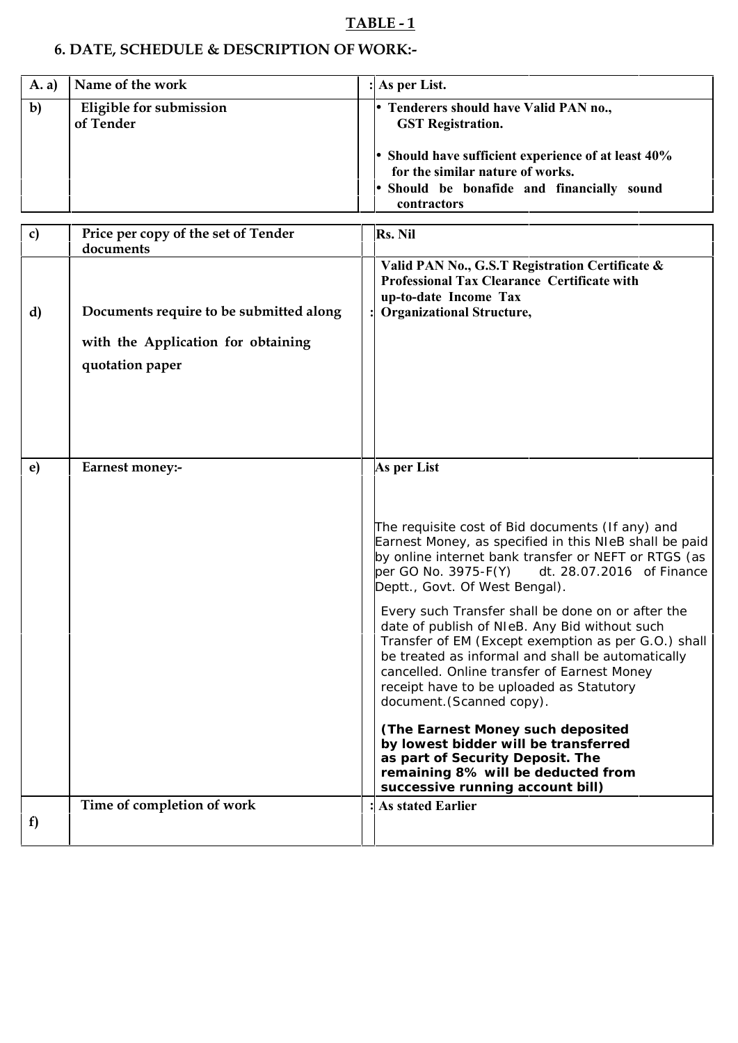## TABLE - 1

## 6. DATE, SCHEDULE & DESCRIPTION OF WORK:-

| | | | |
|---|---|---|---|
| **A. a)** | **Name of the work** | : | **As per List.** |
| **b)** | **Eligible for submission of Tender** | | • **Tenderers should have Valid PAN no., GST Registration.**<br>• **Should have sufficient experience of at least 40% for the similar nature of works.**<br>• **Should be bonafide and financially sound contractors** |
| **c)** | **Price per copy of the set of Tender documents** | | **Rs. Nil** |
| **d)** | **Documents require to be submitted along with the Application for obtaining quotation paper** | : | **Valid PAN No., G.S.T Registration Certificate & Professional Tax Clearance Certificate with up-to-date Income Tax Organizational Structure,** |
| **e)** | **Earnest money:-** | | **As per List**<br><br>The requisite cost of Bid documents (If any) and Earnest Money, as specified in this NIeB shall be paid by online internet bank transfer or NEFT or RTGS (as per GO No. 3975-F(Y) dt. 28.07.2016 of Finance Deptt., Govt. Of West Bengal).<br><br>Every such Transfer shall be done on or after the date of publish of NIeB. Any Bid without such Transfer of EM (Except exemption as per G.O.) shall be treated as informal and shall be automatically cancelled. Online transfer of Earnest Money receipt have to be uploaded as Statutory document.(Scanned copy).<br><br>**(The Earnest Money such deposited by lowest bidder will be transferred as part of Security Deposit. The remaining 8% will be deducted from successive running account bill)** |
| **f)** | **Time of completion of work** | : | **As stated Earlier** |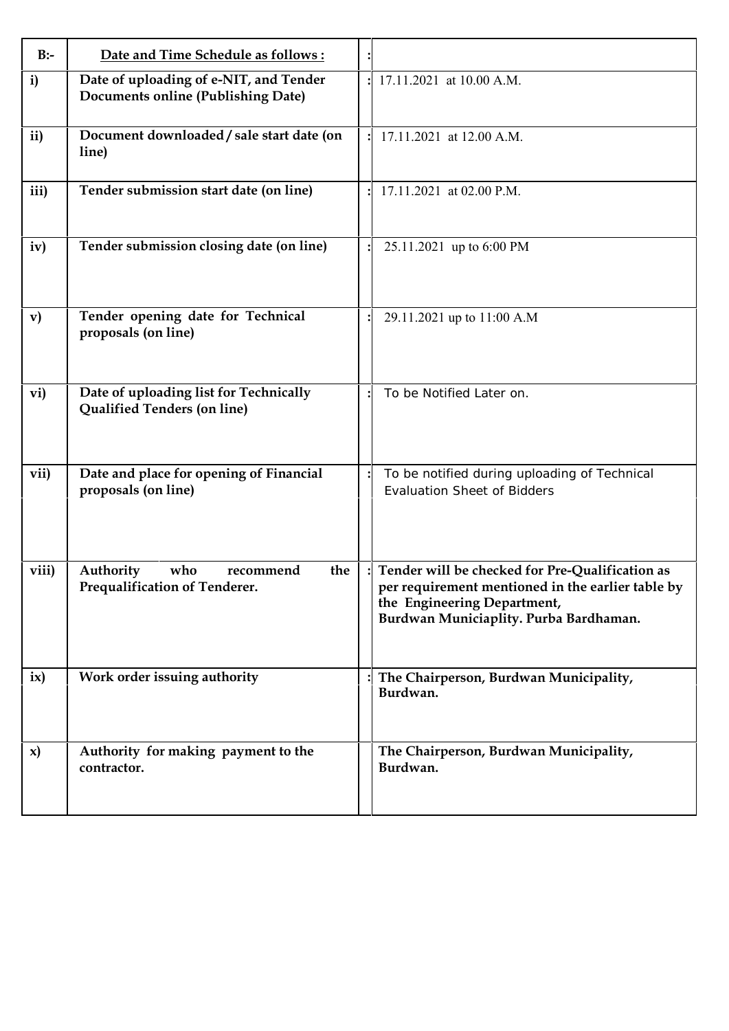| B:- | **Date and Time Schedule as follows :** | : | |
|---|---|---|---|
| i) | **Date of uploading of e-NIT, and Tender Documents online (Publishing Date)** | : | 17.11.2021 at 10.00 A.M. |
| ii) | **Document downloaded / sale start date (on line)** | : | 17.11.2021 at 12.00 A.M. |
| iii) | **Tender submission start date (on line)** | : | 17.11.2021 at 02.00 P.M. |
| iv) | **Tender submission closing date (on line)** | : | 25.11.2021 up to 6:00 PM |
| v) | **Tender opening date for Technical proposals (on line)** | : | 29.11.2021 up to 11:00 A.M |
| vi) | **Date of uploading list for Technically Qualified Tenders (on line)** | : | To be Notified Later on. |
| vii) | **Date and place for opening of Financial proposals (on line)** | : | To be notified during uploading of Technical Evaluation Sheet of Bidders |
| viii) | **Authority who recommend the Prequalification of Tenderer.** | : | **Tender will be checked for Pre-Qualification as per requirement mentioned in the earlier table by the Engineering Department, Burdwan Municiaplity. Purba Bardhaman.** |
| ix) | **Work order issuing authority** | : | **The Chairperson, Burdwan Municipality, Burdwan.** |
| x) | **Authority for making payment to the contractor.** | | **The Chairperson, Burdwan Municipality, Burdwan.** |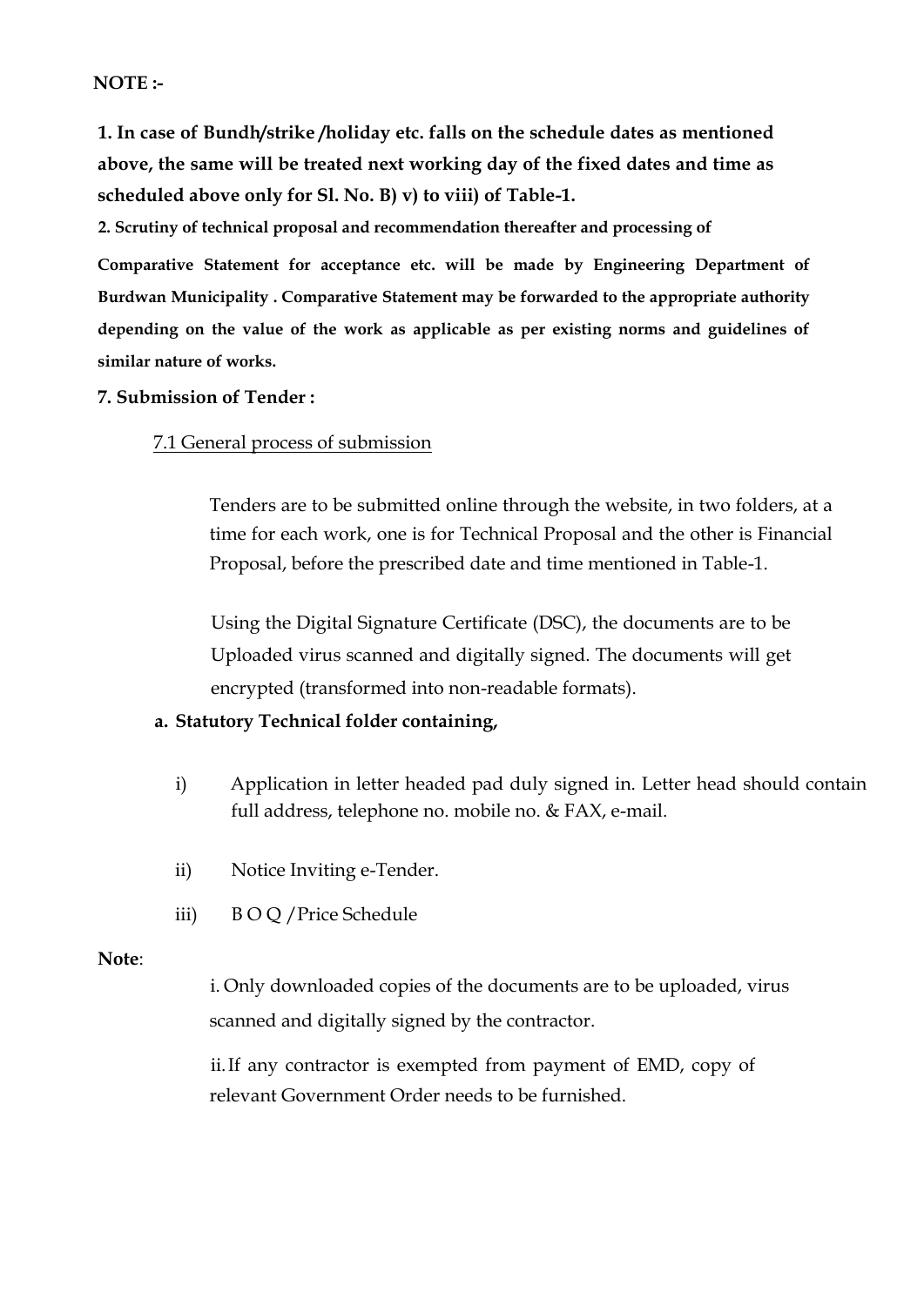**NOTE :-**

**1. In case of Bundh/strike /holiday etc. falls on the schedule dates as mentioned above, the same will be treated next working day of the fixed dates and time as scheduled above only for Sl. No. B) v) to viii) of Table-1.**

**2. Scrutiny of technical proposal and recommendation thereafter and processing of Comparative Statement for acceptance etc. will be made by Engineering Department of Burdwan Municipality . Comparative Statement may be forwarded to the appropriate authority depending on the value of the work as applicable as per existing norms and guidelines of similar nature of works.**

**7. Submission of Tender :**

7.1 General process of submission

Tenders are to be submitted online through the website, in two folders, at a time for each work, one is for Technical Proposal and the other is Financial Proposal, before the prescribed date and time mentioned in Table-1.

Using the Digital Signature Certificate (DSC), the documents are to be Uploaded virus scanned and digitally signed. The documents will get encrypted (transformed into non-readable formats).

**a. Statutory Technical folder containing,**

i) Application in letter headed pad duly signed in. Letter head should contain full address, telephone no. mobile no. & FAX, e-mail.

ii) Notice Inviting e-Tender.

iii) B O Q / Price Schedule

**Note**:

i. Only downloaded copies of the documents are to be uploaded, virus scanned and digitally signed by the contractor.

ii. If any contractor is exempted from payment of EMD, copy of relevant Government Order needs to be furnished.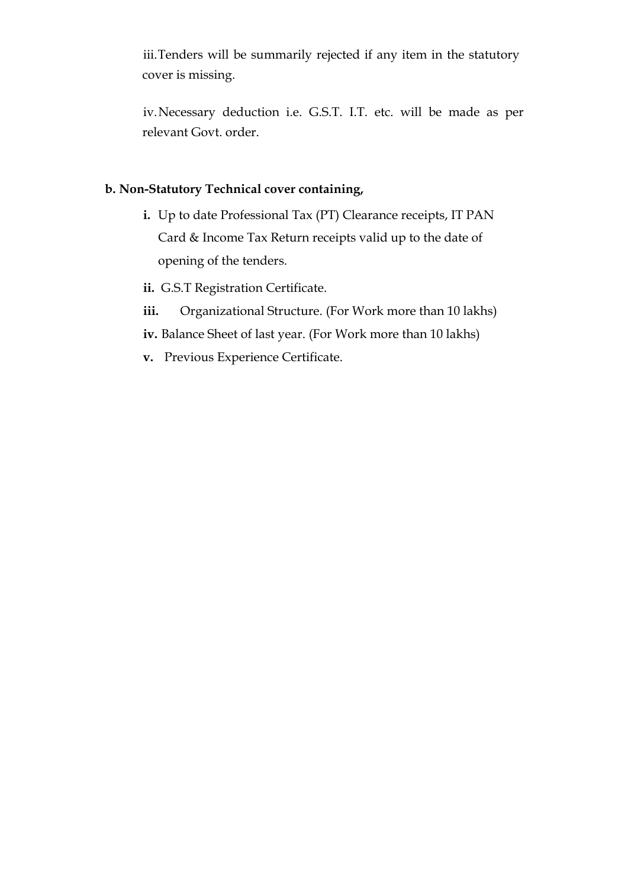iii. Tenders will be summarily rejected if any item in the statutory cover is missing.

iv. Necessary deduction i.e. G.S.T. I.T. etc. will be made as per relevant Govt. order.

**b. Non-Statutory Technical cover containing,**

**i.** Up to date Professional Tax (PT) Clearance receipts, IT PAN Card & Income Tax Return receipts valid up to the date of opening of the tenders.

**ii.** G.S.T Registration Certificate.

**iii.** Organizational Structure. (For Work more than 10 lakhs)

**iv.** Balance Sheet of last year. (For Work more than 10 lakhs)

**v.** Previous Experience Certificate.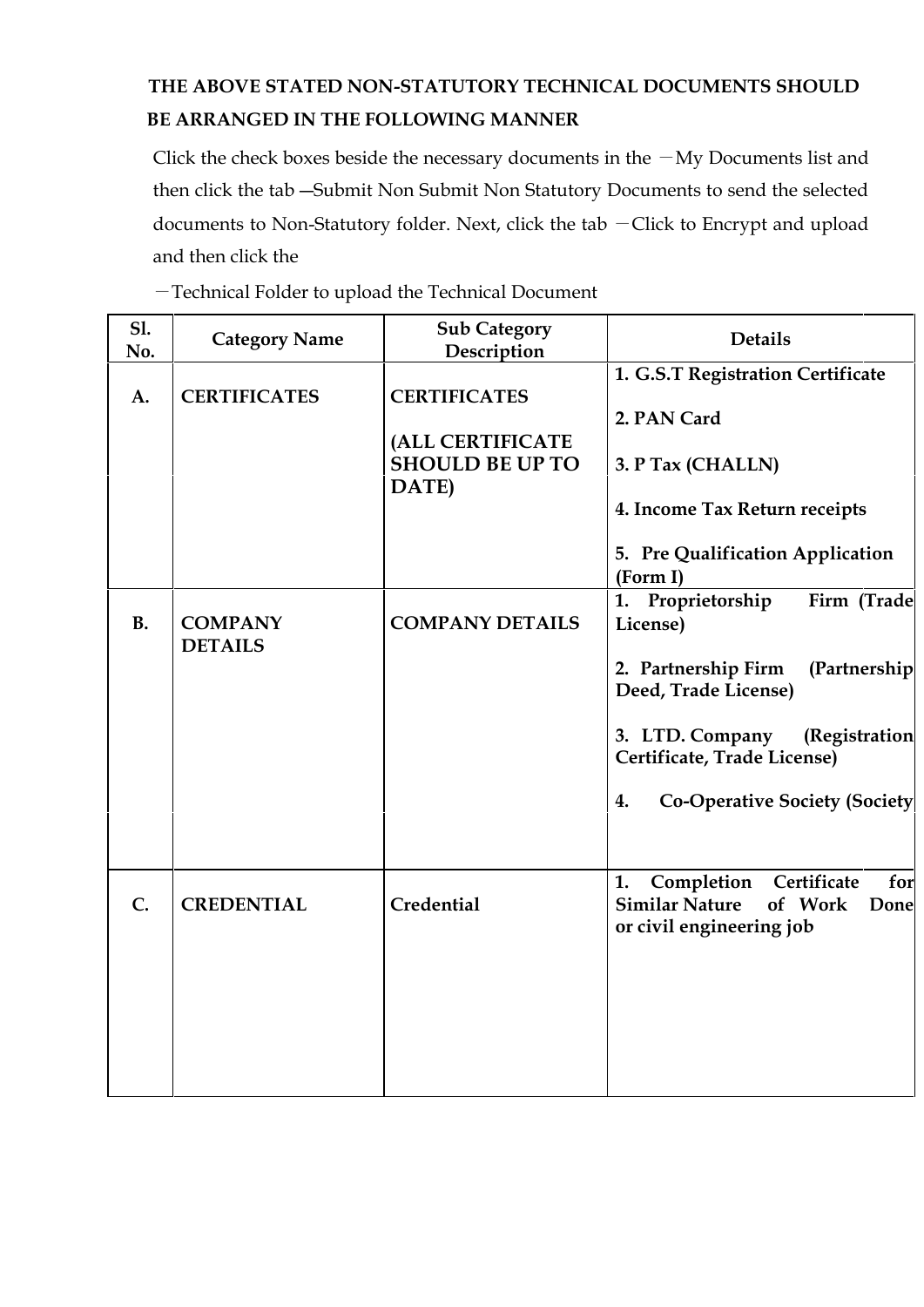**THE ABOVE STATED NON-STATUTORY TECHNICAL DOCUMENTS SHOULD BE ARRANGED IN THE FOLLOWING MANNER**

Click the check boxes beside the necessary documents in the ―My Documents list and then click the tab ―Submit Non Submit Non Statutory Documents to send the selected documents to Non-Statutory folder. Next, click the tab ―Click to Encrypt and upload and then click the

―Technical Folder to upload the Technical Document

| Sl. No. | Category Name | Sub Category Description | Details |
|---|---|---|---|
| A. | CERTIFICATES | CERTIFICATES<br><br>(ALL CERTIFICATE SHOULD BE UP TO DATE) | 1. G.S.T Registration Certificate<br><br>2. PAN Card<br><br>3. P Tax (CHALLN)<br><br>4. Income Tax Return receipts<br><br>5. Pre Qualification Application (Form I) |
| B. | COMPANY DETAILS | COMPANY DETAILS | 1. Proprietorship Firm (Trade License)<br><br>2. Partnership Firm (Partnership Deed, Trade License)<br><br>3. LTD. Company (Registration Certificate, Trade License)<br><br>4. Co-Operative Society (Society |
| C. | CREDENTIAL | Credential | 1. Completion Certificate for Similar Nature of Work Done or civil engineering job |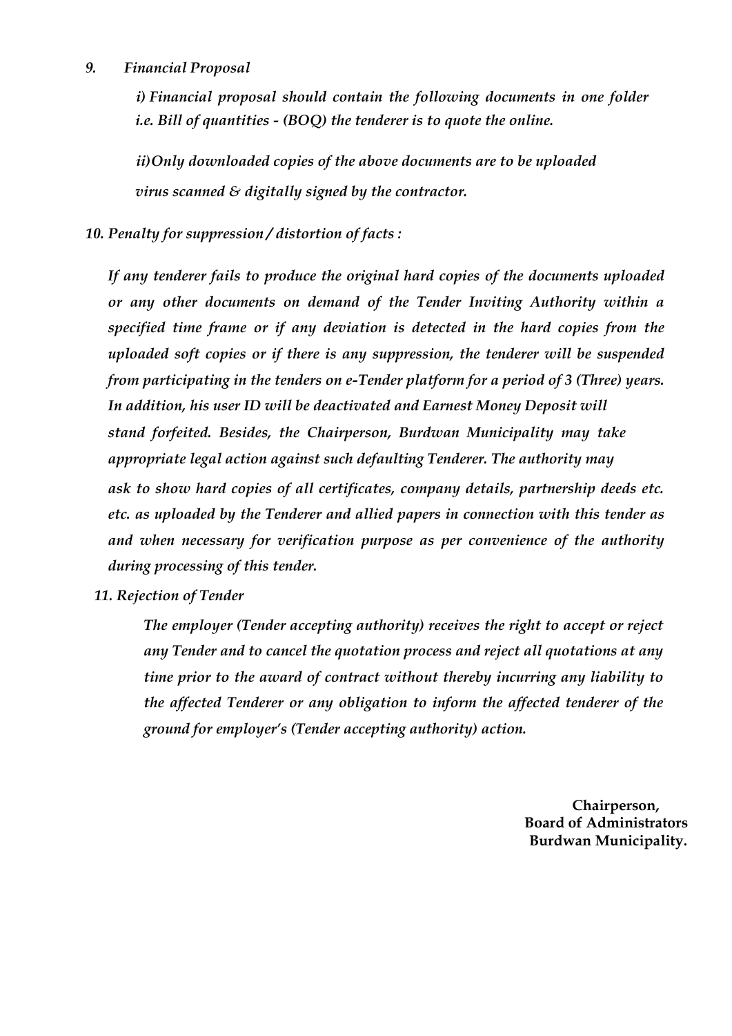*9. Financial Proposal*

*i) Financial proposal should contain the following documents in one folder i.e. Bill of quantities - (BOQ) the tenderer is to quote the online.*

*ii) Only downloaded copies of the above documents are to be uploaded virus scanned & digitally signed by the contractor.*

*10. Penalty for suppression / distortion of facts :*

*If any tenderer fails to produce the original hard copies of the documents uploaded or any other documents on demand of the Tender Inviting Authority within a specified time frame or if any deviation is detected in the hard copies from the uploaded soft copies or if there is any suppression, the tenderer will be suspended from participating in the tenders on e-Tender platform for a period of 3 (Three) years. In addition, his user ID will be deactivated and Earnest Money Deposit will stand forfeited. Besides, the Chairperson, Burdwan Municipality may take appropriate legal action against such defaulting Tenderer. The authority may ask to show hard copies of all certificates, company details, partnership deeds etc. etc. as uploaded by the Tenderer and allied papers in connection with this tender as and when necessary for verification purpose as per convenience of the authority during processing of this tender.*

*11. Rejection of Tender*

*The employer (Tender accepting authority) receives the right to accept or reject any Tender and to cancel the quotation process and reject all quotations at any time prior to the award of contract without thereby incurring any liability to the affected Tenderer or any obligation to inform the affected tenderer of the ground for employer's (Tender accepting authority) action.*

**Chairperson,**
**Board of Administrators**
**Burdwan Municipality.**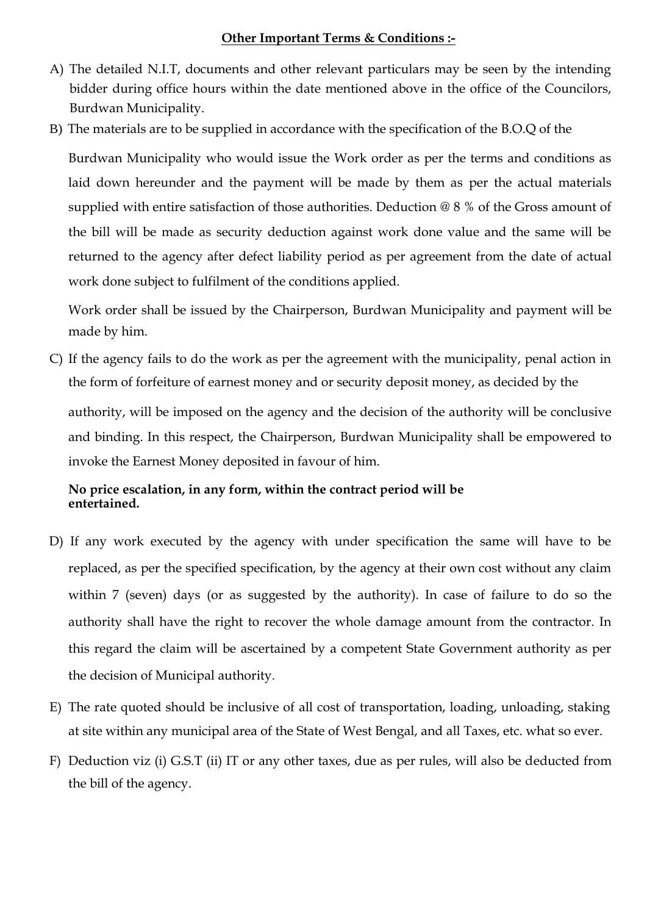**Other Important Terms & Conditions :-**

A) The detailed N.I.T, documents and other relevant particulars may be seen by the intending bidder during office hours within the date mentioned above in the office of the Councilors, Burdwan Municipality.

B) The materials are to be supplied in accordance with the specification of the B.O.Q of the Burdwan Municipality who would issue the Work order as per the terms and conditions as laid down hereunder and the payment will be made by them as per the actual materials supplied with entire satisfaction of those authorities. Deduction @ 8 % of the Gross amount of the bill will be made as security deduction against work done value and the same will be returned to the agency after defect liability period as per agreement from the date of actual work done subject to fulfilment of the conditions applied.

   Work order shall be issued by the Chairperson, Burdwan Municipality and payment will be made by him.

C) If the agency fails to do the work as per the agreement with the municipality, penal action in the form of forfeiture of earnest money and or security deposit money, as decided by the authority, will be imposed on the agency and the decision of the authority will be conclusive and binding. In this respect, the Chairperson, Burdwan Municipality shall be empowered to invoke the Earnest Money deposited in favour of him.

   **No price escalation, in any form, within the contract period will be entertained.**

D) If any work executed by the agency with under specification the same will have to be replaced, as per the specified specification, by the agency at their own cost without any claim within 7 (seven) days (or as suggested by the authority). In case of failure to do so the authority shall have the right to recover the whole damage amount from the contractor. In this regard the claim will be ascertained by a competent State Government authority as per the decision of Municipal authority.

E) The rate quoted should be inclusive of all cost of transportation, loading, unloading, staking at site within any municipal area of the State of West Bengal, and all Taxes, etc. what so ever.

F) Deduction viz (i) G.S.T (ii) IT or any other taxes, due as per rules, will also be deducted from the bill of the agency.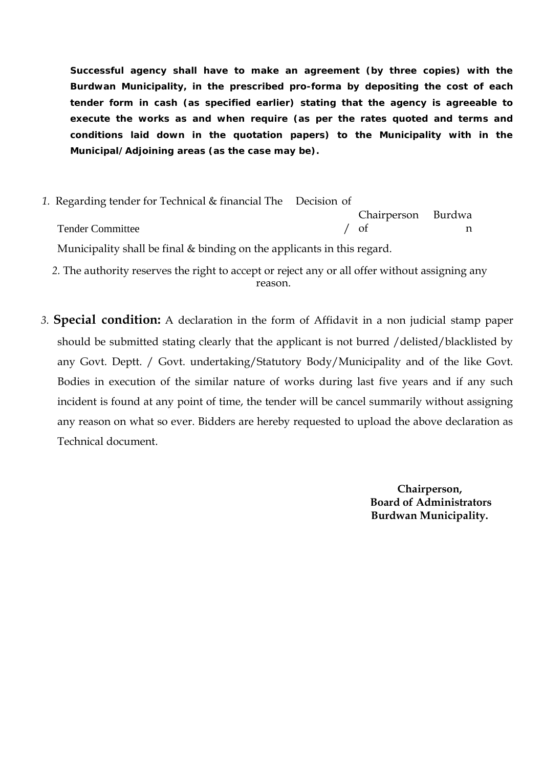**Successful agency shall have to make an agreement (by three copies) with the Burdwan Municipality, in the prescribed pro-forma by depositing the cost of each tender form in cash (as specified earlier) stating that the agency is agreeable to execute the works as and when require (as per the rates quoted and terms and conditions laid down in the quotation papers) to the Municipality with in the Municipal/Adjoining areas (as the case may be).**

1. Regarding tender for Technical & financial The Decision of Tender Committee / Chairperson of Burdwan Municipality shall be final & binding on the applicants in this regard.
2. The authority reserves the right to accept or reject any or all offer without assigning any reason.
3. **Special condition:** A declaration in the form of Affidavit in a non judicial stamp paper should be submitted stating clearly that the applicant is not burred /delisted/blacklisted by any Govt. Deptt. / Govt. undertaking/Statutory Body/Municipality and of the like Govt. Bodies in execution of the similar nature of works during last five years and if any such incident is found at any point of time, the tender will be cancel summarily without assigning any reason on what so ever. Bidders are hereby requested to upload the above declaration as Technical document.

**Chairperson,**
**Board of Administrators**
**Burdwan Municipality.**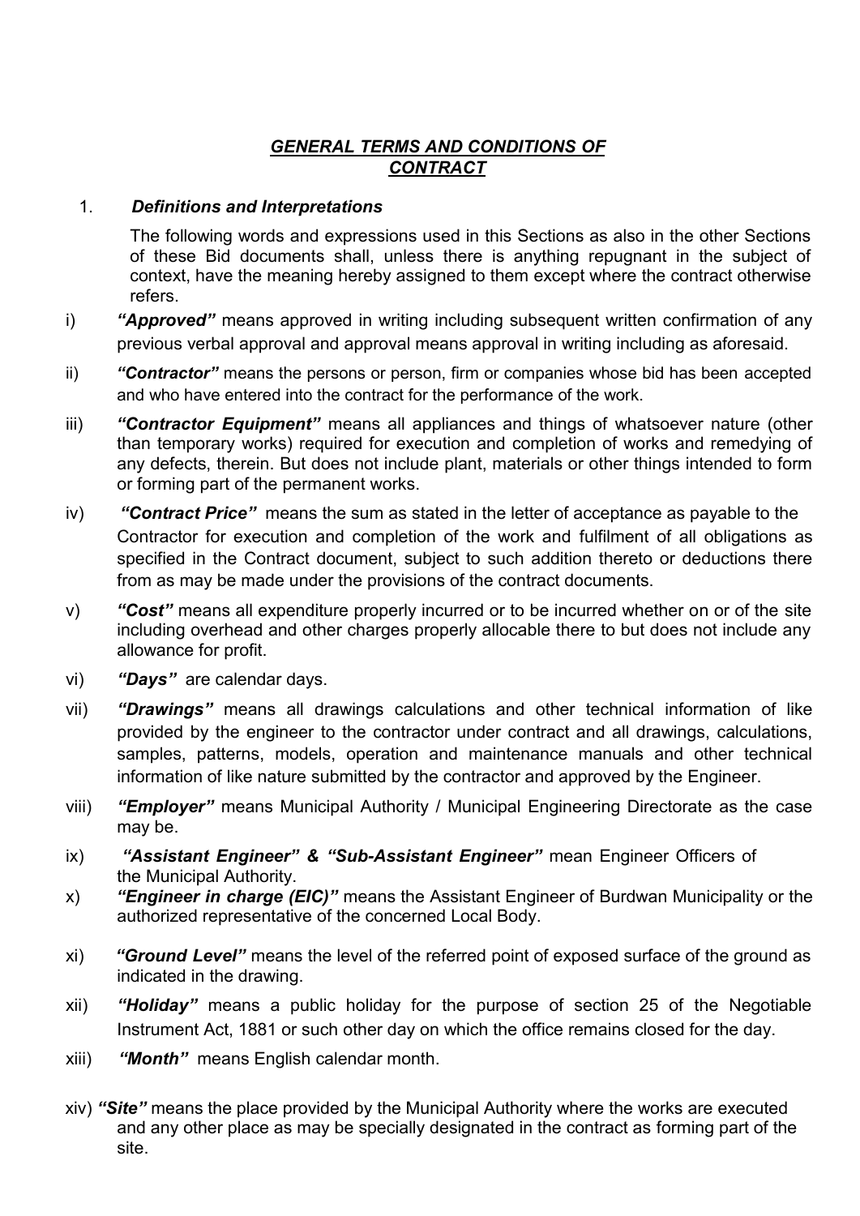# *GENERAL TERMS AND CONDITIONS OF CONTRACT*

1. ***Definitions and Interpretations***

The following words and expressions used in this Sections as also in the other Sections of these Bid documents shall, unless there is anything repugnant in the subject of context, have the meaning hereby assigned to them except where the contract otherwise refers.

i) ***"Approved"*** means approved in writing including subsequent written confirmation of any previous verbal approval and approval means approval in writing including as aforesaid.

ii) ***"Contractor"*** means the persons or person, firm or companies whose bid has been accepted and who have entered into the contract for the performance of the work.

iii) ***"Contractor Equipment"*** means all appliances and things of whatsoever nature (other than temporary works) required for execution and completion of works and remedying of any defects, therein. But does not include plant, materials or other things intended to form or forming part of the permanent works.

iv) ***"Contract Price"*** means the sum as stated in the letter of acceptance as payable to the Contractor for execution and completion of the work and fulfilment of all obligations as specified in the Contract document, subject to such addition thereto or deductions there from as may be made under the provisions of the contract documents.

v) ***"Cost"*** means all expenditure properly incurred or to be incurred whether on or of the site including overhead and other charges properly allocable there to but does not include any allowance for profit.

vi) ***"Days"*** are calendar days.

vii) ***"Drawings"*** means all drawings calculations and other technical information of like provided by the engineer to the contractor under contract and all drawings, calculations, samples, patterns, models, operation and maintenance manuals and other technical information of like nature submitted by the contractor and approved by the Engineer.

viii) ***"Employer"*** means Municipal Authority / Municipal Engineering Directorate as the case may be.

ix) ***"Assistant Engineer" & "Sub-Assistant Engineer"*** mean Engineer Officers of the Municipal Authority.

x) ***"Engineer in charge (EIC)"*** means the Assistant Engineer of Burdwan Municipality or the authorized representative of the concerned Local Body.

xi) ***"Ground Level"*** means the level of the referred point of exposed surface of the ground as indicated in the drawing.

xii) ***"Holiday"*** means a public holiday for the purpose of section 25 of the Negotiable Instrument Act, 1881 or such other day on which the office remains closed for the day.

xiii) ***"Month"*** means English calendar month.

xiv) ***"Site"*** means the place provided by the Municipal Authority where the works are executed and any other place as may be specially designated in the contract as forming part of the site.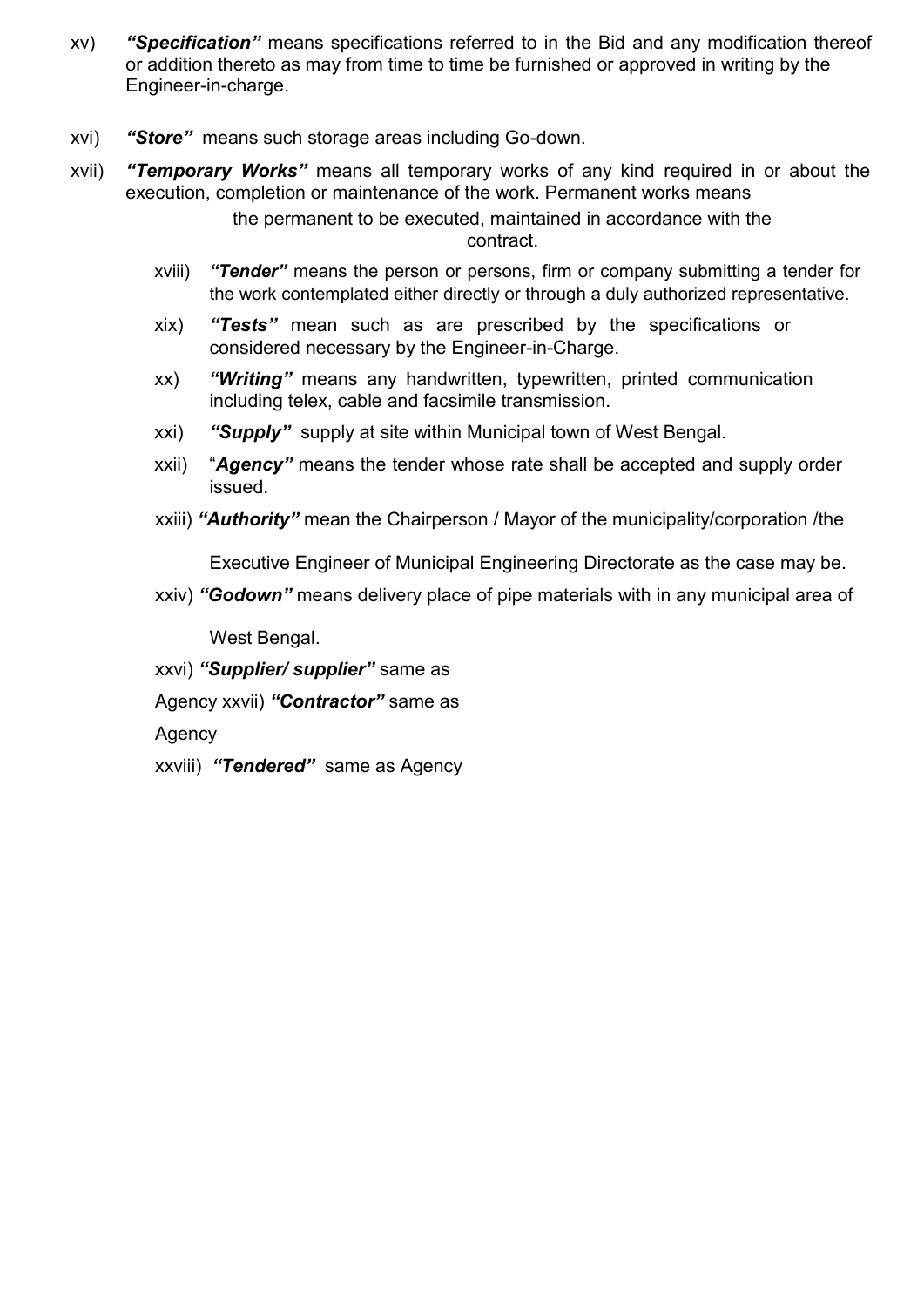xv) ***"Specification"*** means specifications referred to in the Bid and any modification thereof or addition thereto as may from time to time be furnished or approved in writing by the Engineer-in-charge.

xvi) ***"Store"*** means such storage areas including Go-down.

xvii) ***"Temporary Works"*** means all temporary works of any kind required in or about the execution, completion or maintenance of the work. Permanent works means the permanent to be executed, maintained in accordance with the contract.

xviii) ***"Tender"*** means the person or persons, firm or company submitting a tender for the work contemplated either directly or through a duly authorized representative.

xix) ***"Tests"*** mean such as are prescribed by the specifications or considered necessary by the Engineer-in-Charge.

xx) ***"Writing"*** means any handwritten, typewritten, printed communication including telex, cable and facsimile transmission.

xxi) ***"Supply"*** supply at site within Municipal town of West Bengal.

xxii) "***Agency"*** means the tender whose rate shall be accepted and supply order issued.

xxiii) ***"Authority"*** mean the Chairperson / Mayor of the municipality/corporation /the Executive Engineer of Municipal Engineering Directorate as the case may be.

xxiv) ***"Godown"*** means delivery place of pipe materials with in any municipal area of West Bengal.

xxvi) ***"Supplier/ supplier"*** same as Agency

xxvii) ***"Contractor"*** same as Agency

xxviii) ***"Tendered"*** same as Agency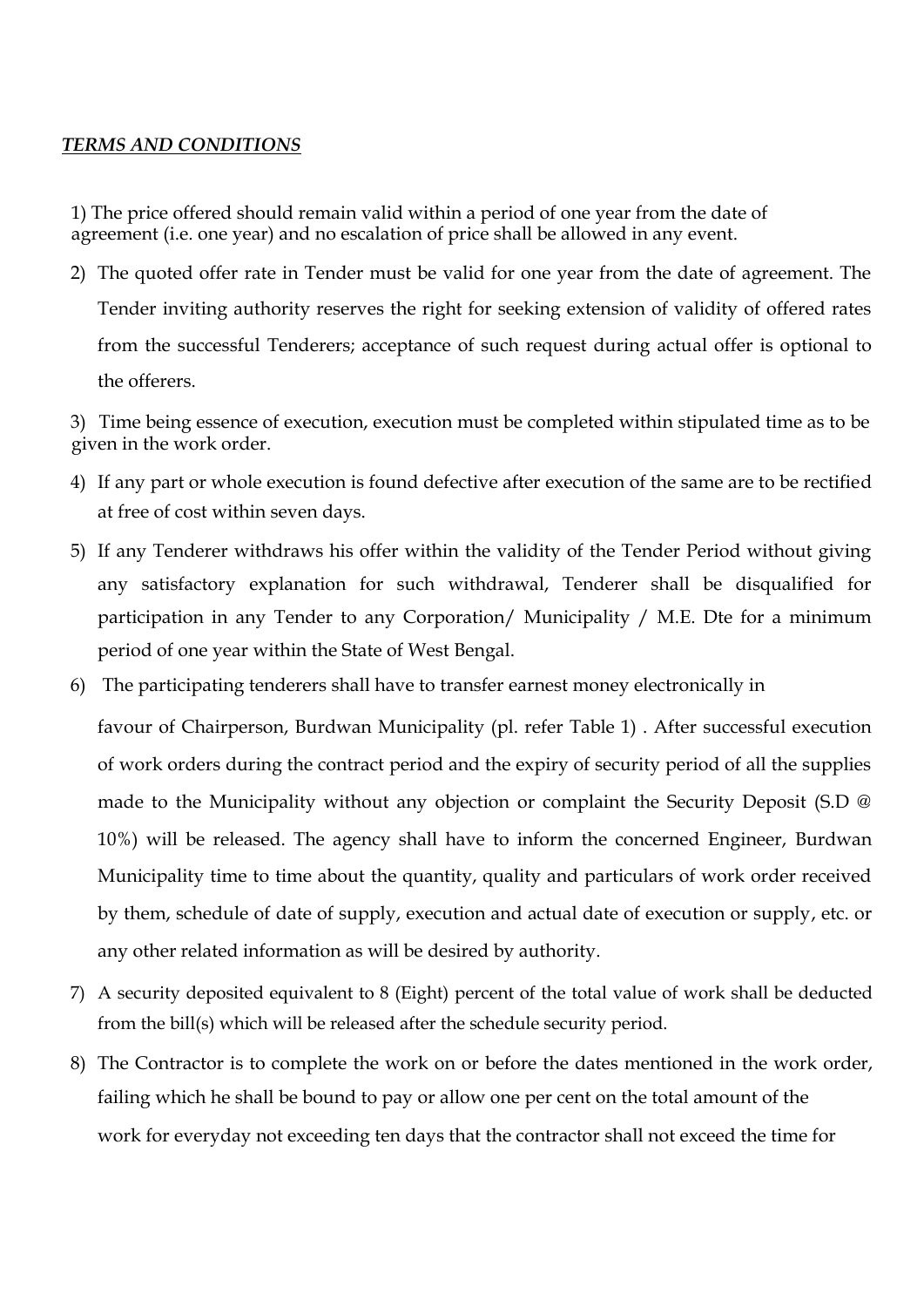***TERMS AND CONDITIONS***

1) The price offered should remain valid within a period of one year from the date of agreement (i.e. one year) and no escalation of price shall be allowed in any event.

2) The quoted offer rate in Tender must be valid for one year from the date of agreement. The Tender inviting authority reserves the right for seeking extension of validity of offered rates from the successful Tenderers; acceptance of such request during actual offer is optional to the offerers.

3) Time being essence of execution, execution must be completed within stipulated time as to be given in the work order.

4) If any part or whole execution is found defective after execution of the same are to be rectified at free of cost within seven days.

5) If any Tenderer withdraws his offer within the validity of the Tender Period without giving any satisfactory explanation for such withdrawal, Tenderer shall be disqualified for participation in any Tender to any Corporation/ Municipality / M.E. Dte for a minimum period of one year within the State of West Bengal.

6) The participating tenderers shall have to transfer earnest money electronically in

   favour of Chairperson, Burdwan Municipality (pl. refer Table 1) . After successful execution of work orders during the contract period and the expiry of security period of all the supplies made to the Municipality without any objection or complaint the Security Deposit (S.D @ 10%) will be released. The agency shall have to inform the concerned Engineer, Burdwan Municipality time to time about the quantity, quality and particulars of work order received by them, schedule of date of supply, execution and actual date of execution or supply, etc. or any other related information as will be desired by authority.

7) A security deposited equivalent to 8 (Eight) percent of the total value of work shall be deducted from the bill(s) which will be released after the schedule security period.

8) The Contractor is to complete the work on or before the dates mentioned in the work order, failing which he shall be bound to pay or allow one per cent on the total amount of the work for everyday not exceeding ten days that the contractor shall not exceed the time for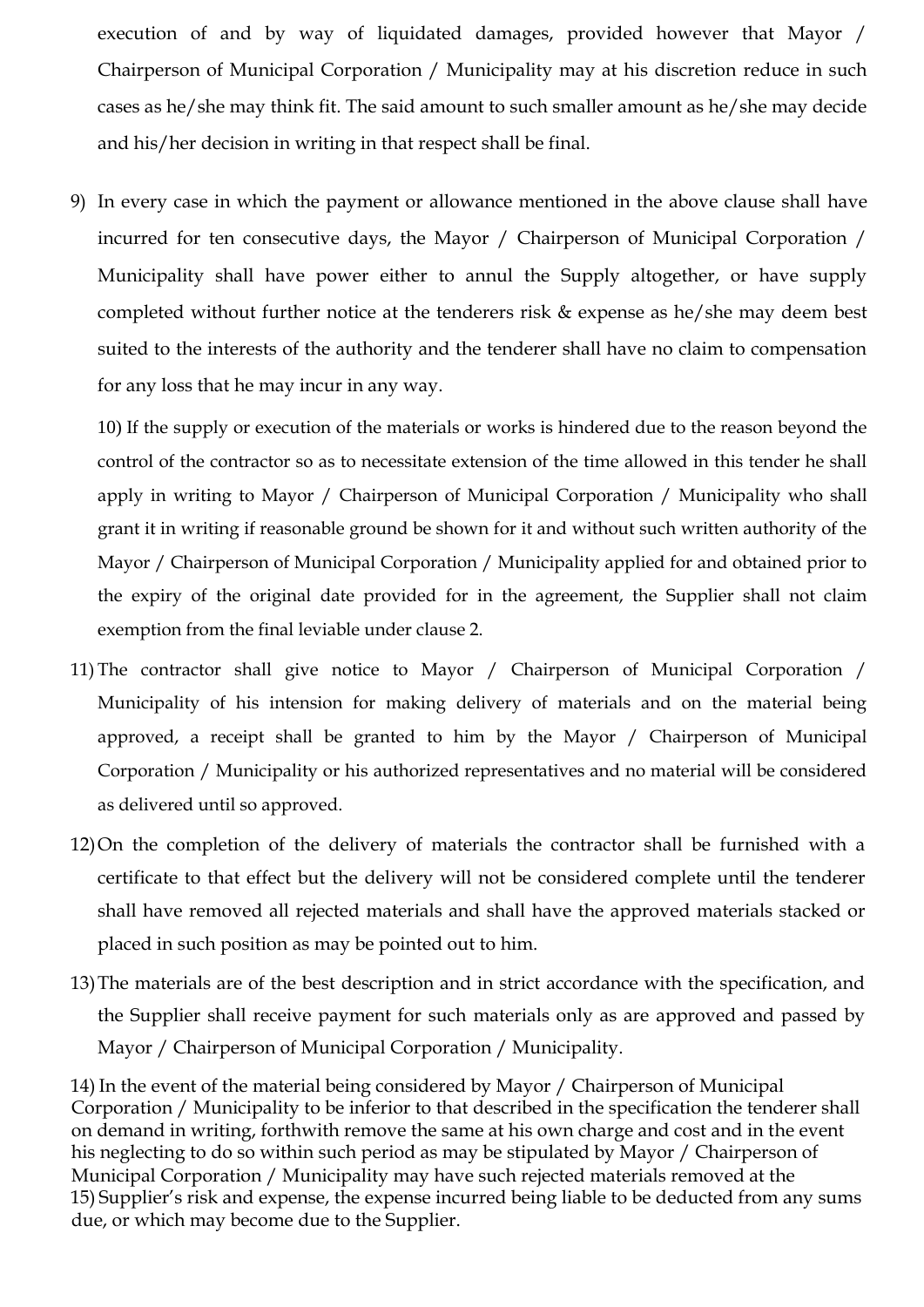execution of and by way of liquidated damages, provided however that Mayor / Chairperson of Municipal Corporation / Municipality may at his discretion reduce in such cases as he/she may think fit. The said amount to such smaller amount as he/she may decide and his/her decision in writing in that respect shall be final.

9) In every case in which the payment or allowance mentioned in the above clause shall have incurred for ten consecutive days, the Mayor / Chairperson of Municipal Corporation / Municipality shall have power either to annul the Supply altogether, or have supply completed without further notice at the tenderers risk & expense as he/she may deem best suited to the interests of the authority and the tenderer shall have no claim to compensation for any loss that he may incur in any way.

10) If the supply or execution of the materials or works is hindered due to the reason beyond the control of the contractor so as to necessitate extension of the time allowed in this tender he shall apply in writing to Mayor / Chairperson of Municipal Corporation / Municipality who shall grant it in writing if reasonable ground be shown for it and without such written authority of the Mayor / Chairperson of Municipal Corporation / Municipality applied for and obtained prior to the expiry of the original date provided for in the agreement, the Supplier shall not claim exemption from the final leviable under clause 2.

11) The contractor shall give notice to Mayor / Chairperson of Municipal Corporation / Municipality of his intension for making delivery of materials and on the material being approved, a receipt shall be granted to him by the Mayor / Chairperson of Municipal Corporation / Municipality or his authorized representatives and no material will be considered as delivered until so approved.

12) On the completion of the delivery of materials the contractor shall be furnished with a certificate to that effect but the delivery will not be considered complete until the tenderer shall have removed all rejected materials and shall have the approved materials stacked or placed in such position as may be pointed out to him.

13) The materials are of the best description and in strict accordance with the specification, and the Supplier shall receive payment for such materials only as are approved and passed by Mayor / Chairperson of Municipal Corporation / Municipality.

14) In the event of the material being considered by Mayor / Chairperson of Municipal Corporation / Municipality to be inferior to that described in the specification the tenderer shall on demand in writing, forthwith remove the same at his own charge and cost and in the event his neglecting to do so within such period as may be stipulated by Mayor / Chairperson of Municipal Corporation / Municipality may have such rejected materials removed at the

15) Supplier's risk and expense, the expense incurred being liable to be deducted from any sums due, or which may become due to the Supplier.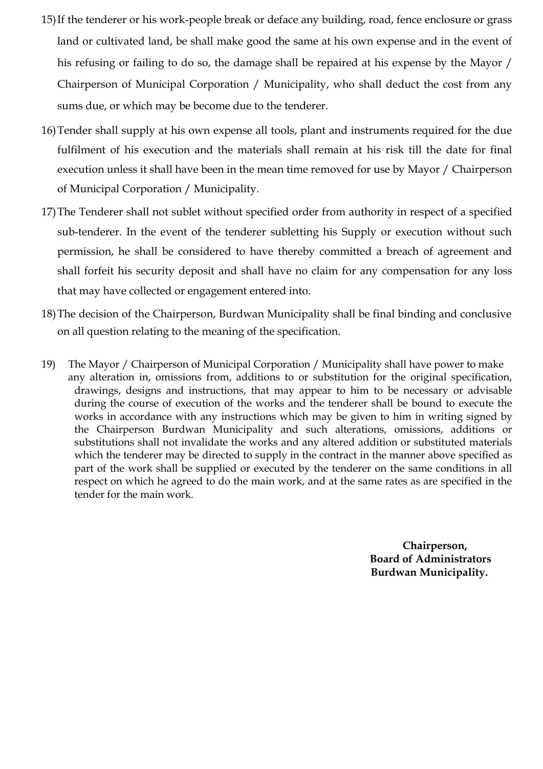15) If the tenderer or his work-people break or deface any building, road, fence enclosure or grass land or cultivated land, be shall make good the same at his own expense and in the event of his refusing or failing to do so, the damage shall be repaired at his expense by the Mayor / Chairperson of Municipal Corporation / Municipality, who shall deduct the cost from any sums due, or which may be become due to the tenderer.

16) Tender shall supply at his own expense all tools, plant and instruments required for the due fulfilment of his execution and the materials shall remain at his risk till the date for final execution unless it shall have been in the mean time removed for use by Mayor / Chairperson of Municipal Corporation / Municipality.

17) The Tenderer shall not sublet without specified order from authority in respect of a specified sub-tenderer. In the event of the tenderer subletting his Supply or execution without such permission, he shall be considered to have thereby committed a breach of agreement and shall forfeit his security deposit and shall have no claim for any compensation for any loss that may have collected or engagement entered into.

18) The decision of the Chairperson, Burdwan Municipality shall be final binding and conclusive on all question relating to the meaning of the specification.

19) The Mayor / Chairperson of Municipal Corporation / Municipality shall have power to make any alteration in, omissions from, additions to or substitution for the original specification, drawings, designs and instructions, that may appear to him to be necessary or advisable during the course of execution of the works and the tenderer shall be bound to execute the works in accordance with any instructions which may be given to him in writing signed by the Chairperson Burdwan Municipality and such alterations, omissions, additions or substitutions shall not invalidate the works and any altered addition or substituted materials which the tenderer may be directed to supply in the contract in the manner above specified as part of the work shall be supplied or executed by the tenderer on the same conditions in all respect on which he agreed to do the main work, and at the same rates as are specified in the tender for the main work.

**Chairperson,**
**Board of Administrators**
**Burdwan Municipality.**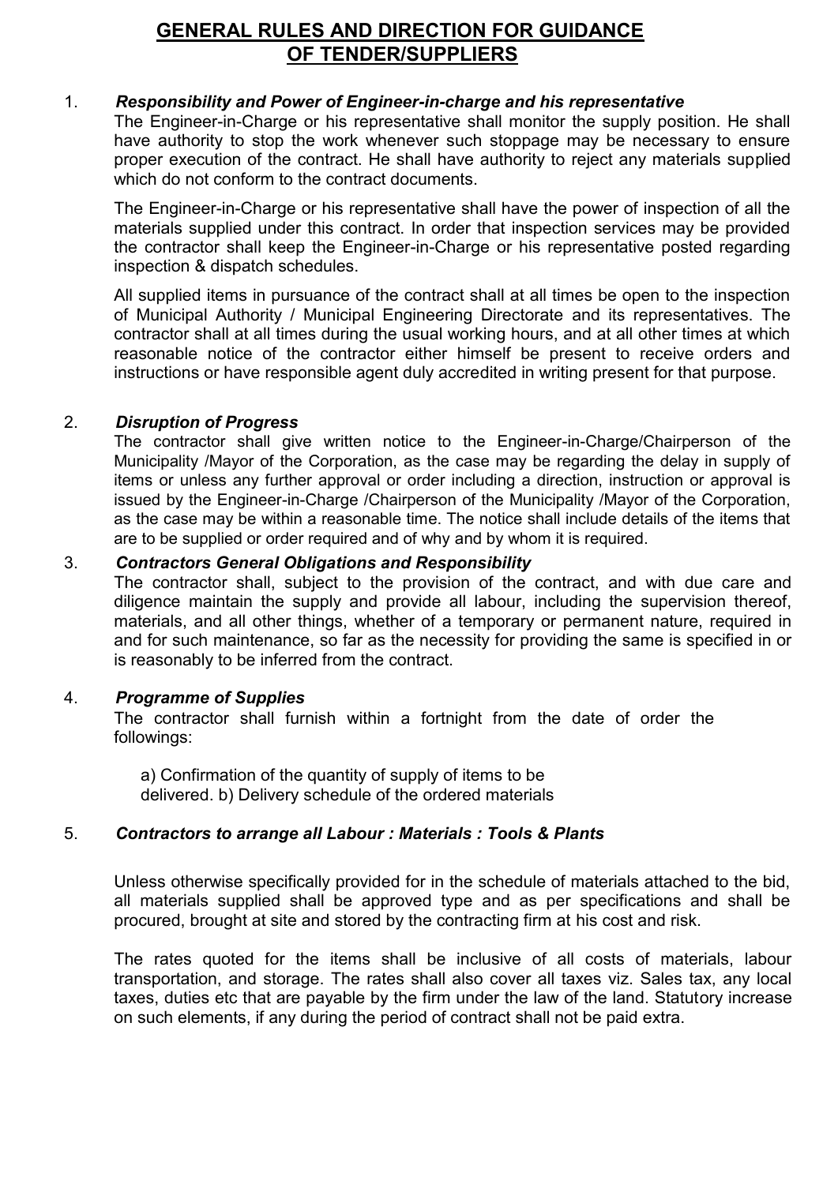## GENERAL RULES AND DIRECTION FOR GUIDANCE OF TENDER/SUPPLIERS

1. ***Responsibility and Power of Engineer-in-charge and his representative***

   The Engineer-in-Charge or his representative shall monitor the supply position. He shall have authority to stop the work whenever such stoppage may be necessary to ensure proper execution of the contract. He shall have authority to reject any materials supplied which do not conform to the contract documents.

   The Engineer-in-Charge or his representative shall have the power of inspection of all the materials supplied under this contract. In order that inspection services may be provided the contractor shall keep the Engineer-in-Charge or his representative posted regarding inspection & dispatch schedules.

   All supplied items in pursuance of the contract shall at all times be open to the inspection of Municipal Authority / Municipal Engineering Directorate and its representatives. The contractor shall at all times during the usual working hours, and at all other times at which reasonable notice of the contractor either himself be present to receive orders and instructions or have responsible agent duly accredited in writing present for that purpose.

2. ***Disruption of Progress***

   The contractor shall give written notice to the Engineer-in-Charge/Chairperson of the Municipality /Mayor of the Corporation, as the case may be regarding the delay in supply of items or unless any further approval or order including a direction, instruction or approval is issued by the Engineer-in-Charge /Chairperson of the Municipality /Mayor of the Corporation, as the case may be within a reasonable time. The notice shall include details of the items that are to be supplied or order required and of why and by whom it is required.

3. ***Contractors General Obligations and Responsibility***

   The contractor shall, subject to the provision of the contract, and with due care and diligence maintain the supply and provide all labour, including the supervision thereof, materials, and all other things, whether of a temporary or permanent nature, required in and for such maintenance, so far as the necessity for providing the same is specified in or is reasonably to be inferred from the contract.

4. ***Programme of Supplies***

   The contractor shall furnish within a fortnight from the date of order the followings:

   a) Confirmation of the quantity of supply of items to be delivered. b) Delivery schedule of the ordered materials

5. ***Contractors to arrange all Labour : Materials : Tools & Plants***

   Unless otherwise specifically provided for in the schedule of materials attached to the bid, all materials supplied shall be approved type and as per specifications and shall be procured, brought at site and stored by the contracting firm at his cost and risk.

   The rates quoted for the items shall be inclusive of all costs of materials, labour transportation, and storage. The rates shall also cover all taxes viz. Sales tax, any local taxes, duties etc that are payable by the firm under the law of the land. Statutory increase on such elements, if any during the period of contract shall not be paid extra.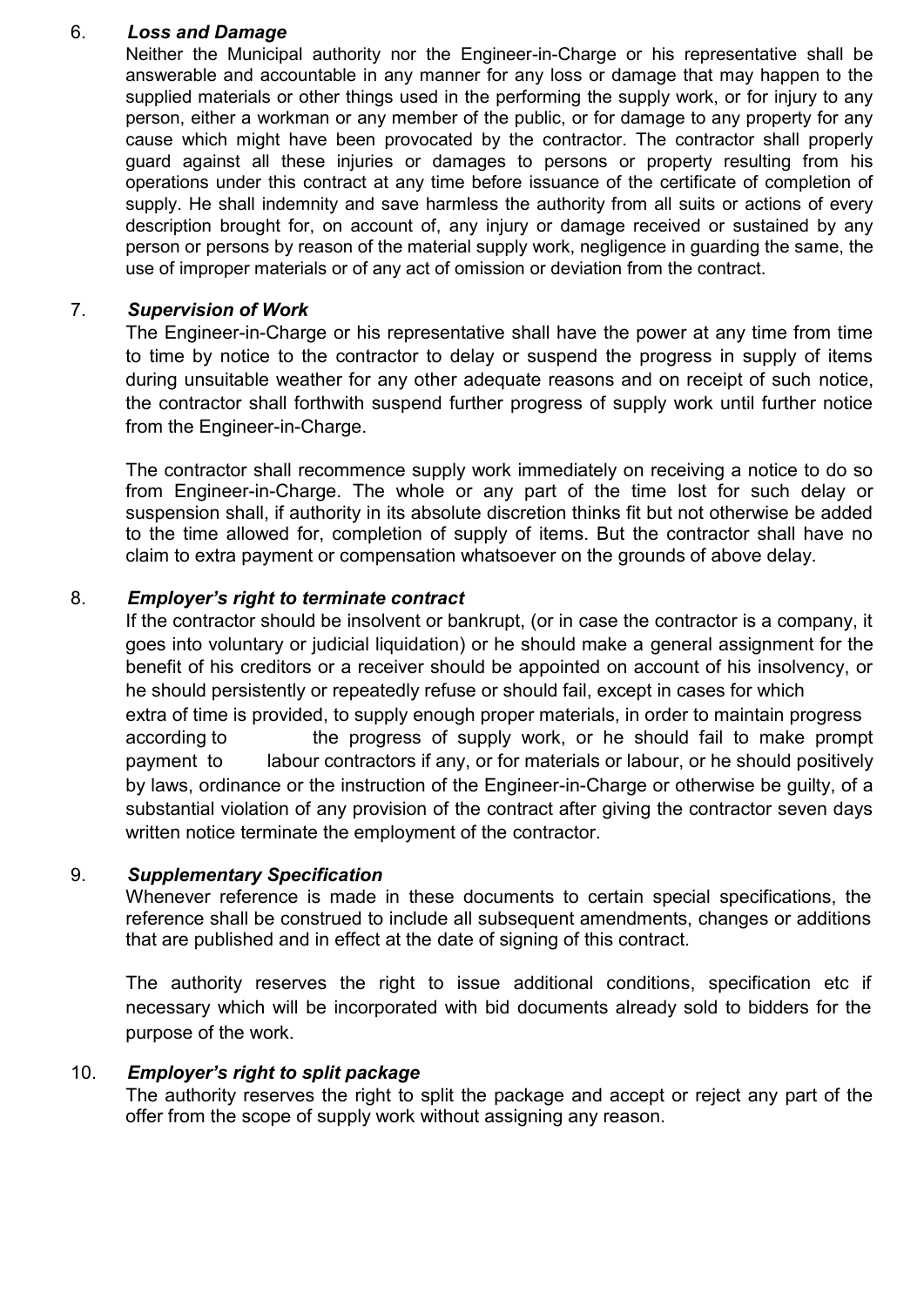6. ***Loss and Damage***

   Neither the Municipal authority nor the Engineer-in-Charge or his representative shall be answerable and accountable in any manner for any loss or damage that may happen to the supplied materials or other things used in the performing the supply work, or for injury to any person, either a workman or any member of the public, or for damage to any property for any cause which might have been provocated by the contractor. The contractor shall properly guard against all these injuries or damages to persons or property resulting from his operations under this contract at any time before issuance of the certificate of completion of supply. He shall indemnity and save harmless the authority from all suits or actions of every description brought for, on account of, any injury or damage received or sustained by any person or persons by reason of the material supply work, negligence in guarding the same, the use of improper materials or of any act of omission or deviation from the contract.

7. ***Supervision of Work***

   The Engineer-in-Charge or his representative shall have the power at any time from time to time by notice to the contractor to delay or suspend the progress in supply of items during unsuitable weather for any other adequate reasons and on receipt of such notice, the contractor shall forthwith suspend further progress of supply work until further notice from the Engineer-in-Charge.

   The contractor shall recommence supply work immediately on receiving a notice to do so from Engineer-in-Charge. The whole or any part of the time lost for such delay or suspension shall, if authority in its absolute discretion thinks fit but not otherwise be added to the time allowed for, completion of supply of items. But the contractor shall have no claim to extra payment or compensation whatsoever on the grounds of above delay.

8. ***Employer's right to terminate contract***

   If the contractor should be insolvent or bankrupt, (or in case the contractor is a company, it goes into voluntary or judicial liquidation) or he should make a general assignment for the benefit of his creditors or a receiver should be appointed on account of his insolvency, or he should persistently or repeatedly refuse or should fail, except in cases for which extra of time is provided, to supply enough proper materials, in order to maintain progress according to the progress of supply work, or he should fail to make prompt payment to labour contractors if any, or for materials or labour, or he should positively by laws, ordinance or the instruction of the Engineer-in-Charge or otherwise be guilty, of a substantial violation of any provision of the contract after giving the contractor seven days written notice terminate the employment of the contractor.

9. ***Supplementary Specification***

   Whenever reference is made in these documents to certain special specifications, the reference shall be construed to include all subsequent amendments, changes or additions that are published and in effect at the date of signing of this contract.

   The authority reserves the right to issue additional conditions, specification etc if necessary which will be incorporated with bid documents already sold to bidders for the purpose of the work.

10. ***Employer's right to split package***

    The authority reserves the right to split the package and accept or reject any part of the offer from the scope of supply work without assigning any reason.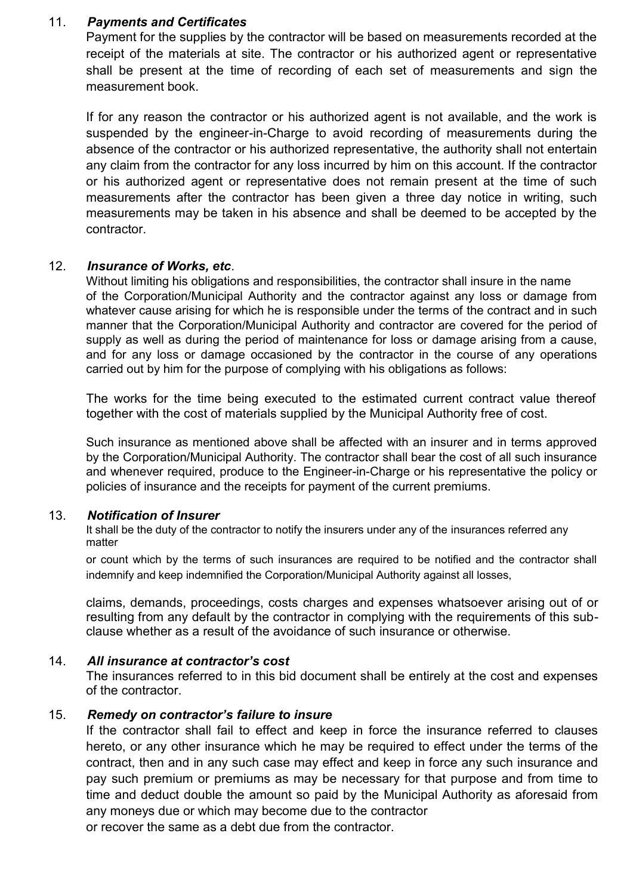11. ***Payments and Certificates***

Payment for the supplies by the contractor will be based on measurements recorded at the receipt of the materials at site. The contractor or his authorized agent or representative shall be present at the time of recording of each set of measurements and sign the measurement book.

If for any reason the contractor or his authorized agent is not available, and the work is suspended by the engineer-in-Charge to avoid recording of measurements during the absence of the contractor or his authorized representative, the authority shall not entertain any claim from the contractor for any loss incurred by him on this account. If the contractor or his authorized agent or representative does not remain present at the time of such measurements after the contractor has been given a three day notice in writing, such measurements may be taken in his absence and shall be deemed to be accepted by the contractor.

12. ***Insurance of Works, etc***.

Without limiting his obligations and responsibilities, the contractor shall insure in the name of the Corporation/Municipal Authority and the contractor against any loss or damage from whatever cause arising for which he is responsible under the terms of the contract and in such manner that the Corporation/Municipal Authority and contractor are covered for the period of supply as well as during the period of maintenance for loss or damage arising from a cause, and for any loss or damage occasioned by the contractor in the course of any operations carried out by him for the purpose of complying with his obligations as follows:

The works for the time being executed to the estimated current contract value thereof together with the cost of materials supplied by the Municipal Authority free of cost.

Such insurance as mentioned above shall be affected with an insurer and in terms approved by the Corporation/Municipal Authority. The contractor shall bear the cost of all such insurance and whenever required, produce to the Engineer-in-Charge or his representative the policy or policies of insurance and the receipts for payment of the current premiums.

13. ***Notification of Insurer***

It shall be the duty of the contractor to notify the insurers under any of the insurances referred any matter or count which by the terms of such insurances are required to be notified and the contractor shall indemnify and keep indemnified the Corporation/Municipal Authority against all losses, claims, demands, proceedings, costs charges and expenses whatsoever arising out of or resulting from any default by the contractor in complying with the requirements of this sub-clause whether as a result of the avoidance of such insurance or otherwise.

14. ***All insurance at contractor's cost***

The insurances referred to in this bid document shall be entirely at the cost and expenses of the contractor.

15. ***Remedy on contractor's failure to insure***

If the contractor shall fail to effect and keep in force the insurance referred to clauses hereto, or any other insurance which he may be required to effect under the terms of the contract, then and in any such case may effect and keep in force any such insurance and pay such premium or premiums as may be necessary for that purpose and from time to time and deduct double the amount so paid by the Municipal Authority as aforesaid from any moneys due or which may become due to the contractor or recover the same as a debt due from the contractor.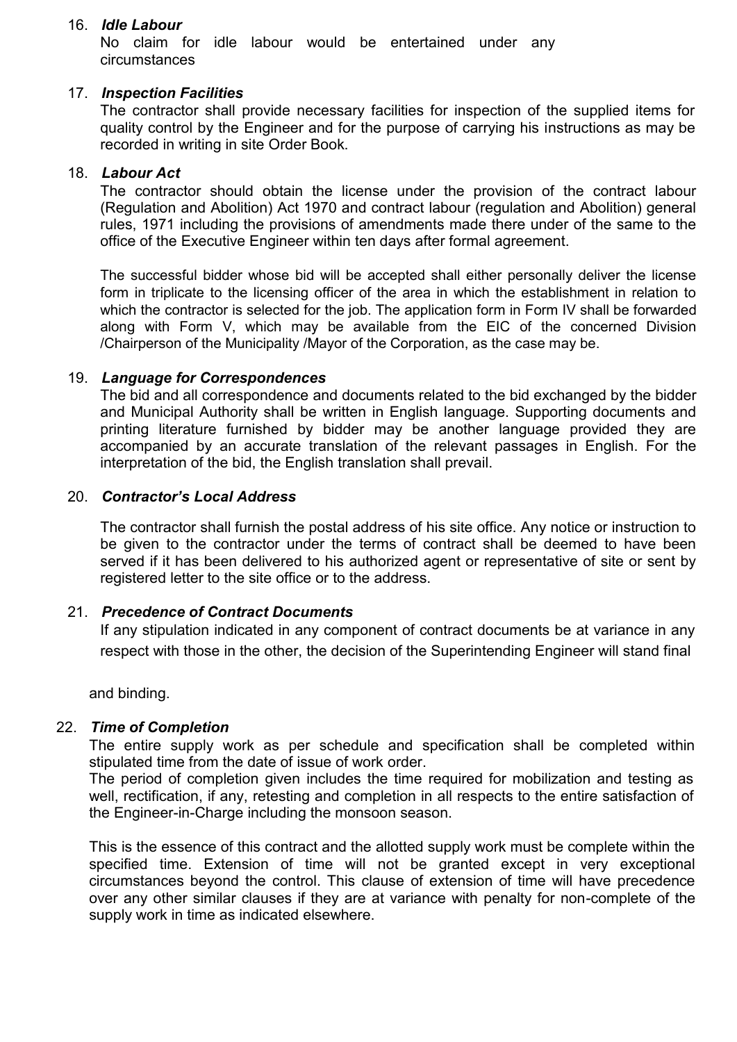16. ***Idle Labour***

    No claim for idle labour would be entertained under any circumstances

17. ***Inspection Facilities***

    The contractor shall provide necessary facilities for inspection of the supplied items for quality control by the Engineer and for the purpose of carrying his instructions as may be recorded in writing in site Order Book.

18. ***Labour Act***

    The contractor should obtain the license under the provision of the contract labour (Regulation and Abolition) Act 1970 and contract labour (regulation and Abolition) general rules, 1971 including the provisions of amendments made there under of the same to the office of the Executive Engineer within ten days after formal agreement.

    The successful bidder whose bid will be accepted shall either personally deliver the license form in triplicate to the licensing officer of the area in which the establishment in relation to which the contractor is selected for the job. The application form in Form IV shall be forwarded along with Form V, which may be available from the EIC of the concerned Division /Chairperson of the Municipality /Mayor of the Corporation, as the case may be.

19. ***Language for Correspondences***

    The bid and all correspondence and documents related to the bid exchanged by the bidder and Municipal Authority shall be written in English language. Supporting documents and printing literature furnished by bidder may be another language provided they are accompanied by an accurate translation of the relevant passages in English. For the interpretation of the bid, the English translation shall prevail.

20. ***Contractor's Local Address***

    The contractor shall furnish the postal address of his site office. Any notice or instruction to be given to the contractor under the terms of contract shall be deemed to have been served if it has been delivered to his authorized agent or representative of site or sent by registered letter to the site office or to the address.

21. ***Precedence of Contract Documents***

    If any stipulation indicated in any component of contract documents be at variance in any respect with those in the other, the decision of the Superintending Engineer will stand final

    and binding.

22. ***Time of Completion***

    The entire supply work as per schedule and specification shall be completed within stipulated time from the date of issue of work order.

    The period of completion given includes the time required for mobilization and testing as well, rectification, if any, retesting and completion in all respects to the entire satisfaction of the Engineer-in-Charge including the monsoon season.

    This is the essence of this contract and the allotted supply work must be complete within the specified time. Extension of time will not be granted except in very exceptional circumstances beyond the control. This clause of extension of time will have precedence over any other similar clauses if they are at variance with penalty for non-complete of the supply work in time as indicated elsewhere.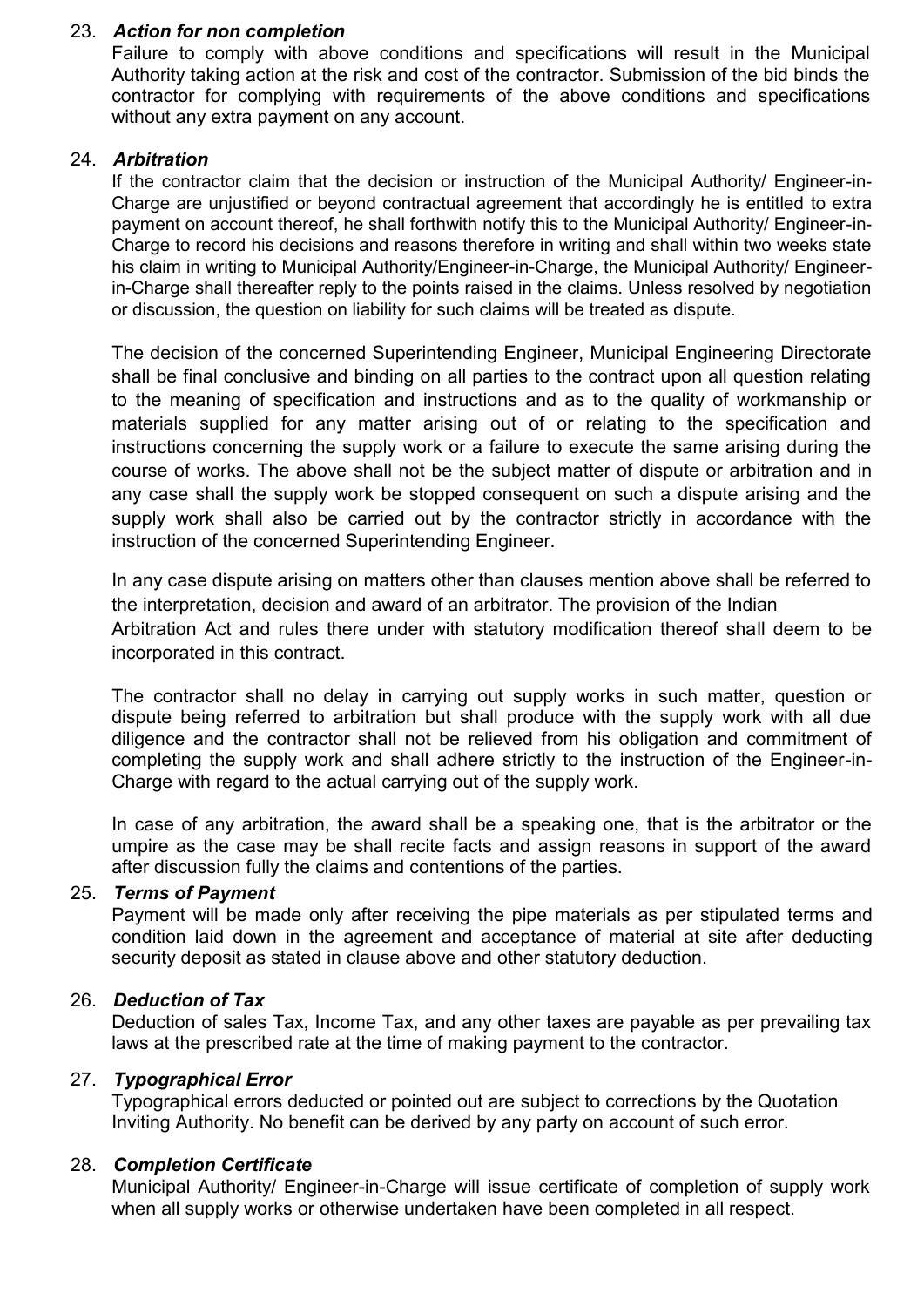23. ***Action for non completion***

    Failure to comply with above conditions and specifications will result in the Municipal Authority taking action at the risk and cost of the contractor. Submission of the bid binds the contractor for complying with requirements of the above conditions and specifications without any extra payment on any account.

24. ***Arbitration***

    If the contractor claim that the decision or instruction of the Municipal Authority/ Engineer-in-Charge are unjustified or beyond contractual agreement that accordingly he is entitled to extra payment on account thereof, he shall forthwith notify this to the Municipal Authority/ Engineer-in-Charge to record his decisions and reasons therefore in writing and shall within two weeks state his claim in writing to Municipal Authority/Engineer-in-Charge, the Municipal Authority/ Engineer-in-Charge shall thereafter reply to the points raised in the claims. Unless resolved by negotiation or discussion, the question on liability for such claims will be treated as dispute.

    The decision of the concerned Superintending Engineer, Municipal Engineering Directorate shall be final conclusive and binding on all parties to the contract upon all question relating to the meaning of specification and instructions and as to the quality of workmanship or materials supplied for any matter arising out of or relating to the specification and instructions concerning the supply work or a failure to execute the same arising during the course of works. The above shall not be the subject matter of dispute or arbitration and in any case shall the supply work be stopped consequent on such a dispute arising and the supply work shall also be carried out by the contractor strictly in accordance with the instruction of the concerned Superintending Engineer.

    In any case dispute arising on matters other than clauses mention above shall be referred to the interpretation, decision and award of an arbitrator. The provision of the Indian Arbitration Act and rules there under with statutory modification thereof shall deem to be incorporated in this contract.

    The contractor shall no delay in carrying out supply works in such matter, question or dispute being referred to arbitration but shall produce with the supply work with all due diligence and the contractor shall not be relieved from his obligation and commitment of completing the supply work and shall adhere strictly to the instruction of the Engineer-in-Charge with regard to the actual carrying out of the supply work.

    In case of any arbitration, the award shall be a speaking one, that is the arbitrator or the umpire as the case may be shall recite facts and assign reasons in support of the award after discussion fully the claims and contentions of the parties.

25. ***Terms of Payment***

    Payment will be made only after receiving the pipe materials as per stipulated terms and condition laid down in the agreement and acceptance of material at site after deducting security deposit as stated in clause above and other statutory deduction.

26. ***Deduction of Tax***

    Deduction of sales Tax, Income Tax, and any other taxes are payable as per prevailing tax laws at the prescribed rate at the time of making payment to the contractor.

27. ***Typographical Error***

    Typographical errors deducted or pointed out are subject to corrections by the Quotation Inviting Authority. No benefit can be derived by any party on account of such error.

28. ***Completion Certificate***

    Municipal Authority/ Engineer-in-Charge will issue certificate of completion of supply work when all supply works or otherwise undertaken have been completed in all respect.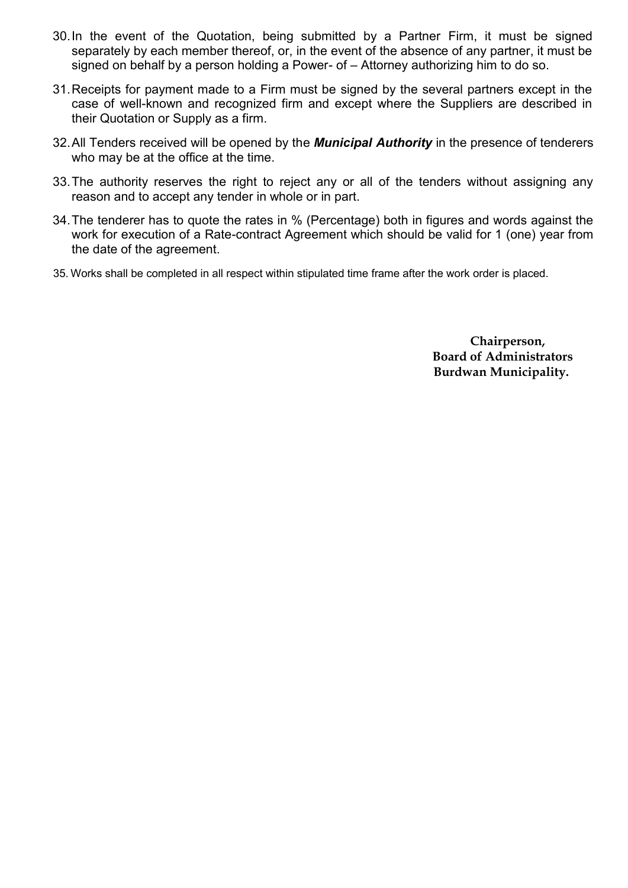30. In the event of the Quotation, being submitted by a Partner Firm, it must be signed separately by each member thereof, or, in the event of the absence of any partner, it must be signed on behalf by a person holding a Power- of – Attorney authorizing him to do so.
31. Receipts for payment made to a Firm must be signed by the several partners except in the case of well-known and recognized firm and except where the Suppliers are described in their Quotation or Supply as a firm.
32. All Tenders received will be opened by the ***Municipal Authority*** in the presence of tenderers who may be at the office at the time.
33. The authority reserves the right to reject any or all of the tenders without assigning any reason and to accept any tender in whole or in part.
34. The tenderer has to quote the rates in % (Percentage) both in figures and words against the work for execution of a Rate-contract Agreement which should be valid for 1 (one) year from the date of the agreement.
35. Works shall be completed in all respect within stipulated time frame after the work order is placed.

**Chairperson,**
**Board of Administrators**
**Burdwan Municipality.**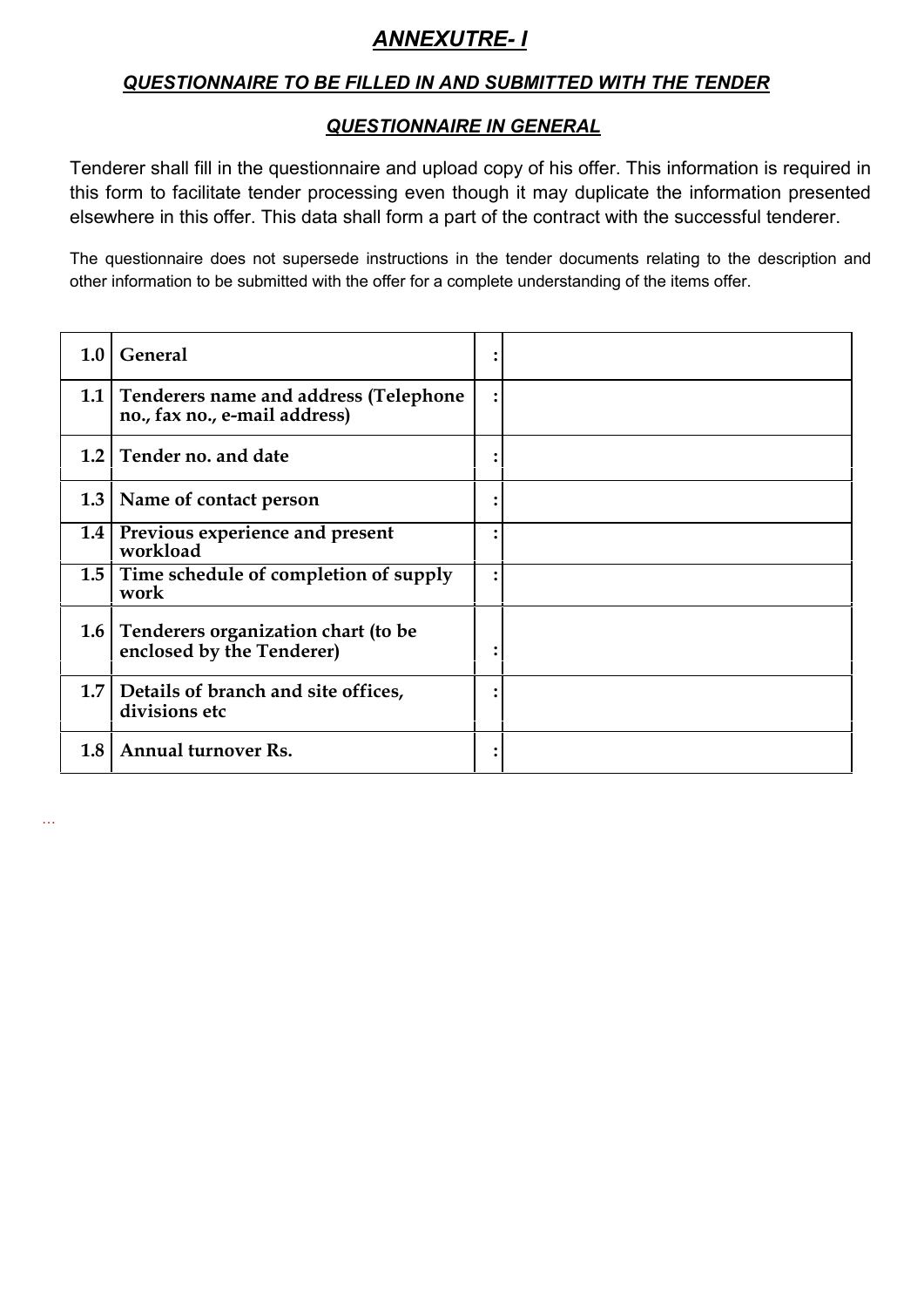# ***ANNEXUTRE- I***

### ***QUESTIONNAIRE TO BE FILLED IN AND SUBMITTED WITH THE TENDER***

### ***QUESTIONNAIRE IN GENERAL***

Tenderer shall fill in the questionnaire and upload copy of his offer. This information is required in this form to facilitate tender processing even though it may duplicate the information presented elsewhere in this offer. This data shall form a part of the contract with the successful tenderer.

The questionnaire does not supersede instructions in the tender documents relating to the description and other information to be submitted with the offer for a complete understanding of the items offer.

| 1.0 | General | : | |
|---|---|---|---|
| 1.1 | Tenderers name and address (Telephone no., fax no., e-mail address) | : | |
| 1.2 | Tender no. and date | : | |
| 1.3 | Name of contact person | : | |
| 1.4 | Previous experience and present workload | : | |
| 1.5 | Time schedule of completion of supply work | : | |
| 1.6 | Tenderers organization chart (to be enclosed by the Tenderer) | : | |
| 1.7 | Details of branch and site offices, divisions etc | : | |
| 1.8 | Annual turnover Rs. | : | |

...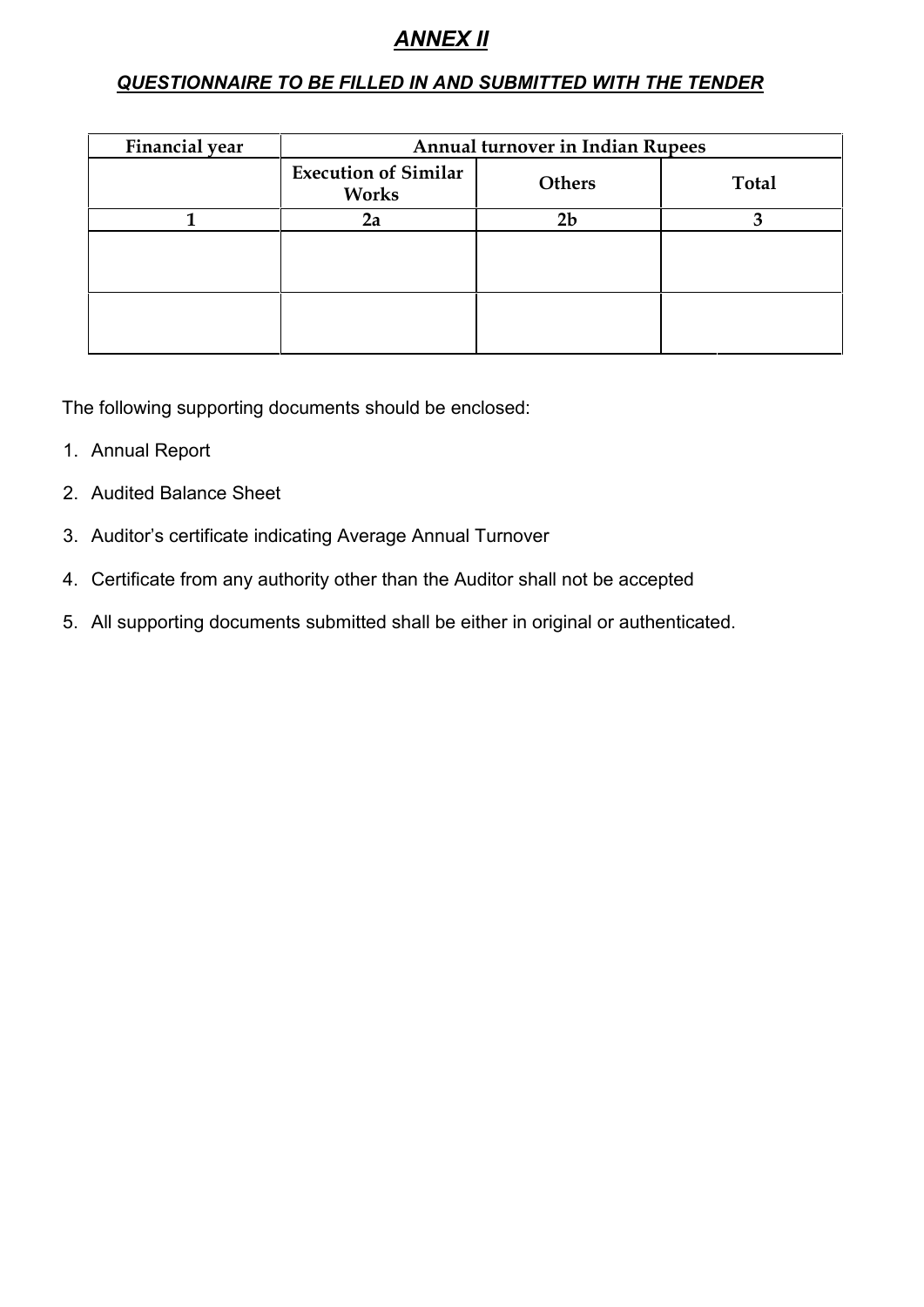# ***ANNEX II***

## ***QUESTIONNAIRE TO BE FILLED IN AND SUBMITTED WITH THE TENDER***

| **Financial year** | **Annual turnover in Indian Rupees** | | |
|---|---|---|---|
| | **Execution of Similar Works** | **Others** | **Total** |
| **1** | **2a** | **2b** | **3** |
| | | | |
| | | | |

The following supporting documents should be enclosed:

1. Annual Report
2. Audited Balance Sheet
3. Auditor's certificate indicating Average Annual Turnover
4. Certificate from any authority other than the Auditor shall not be accepted
5. All supporting documents submitted shall be either in original or authenticated.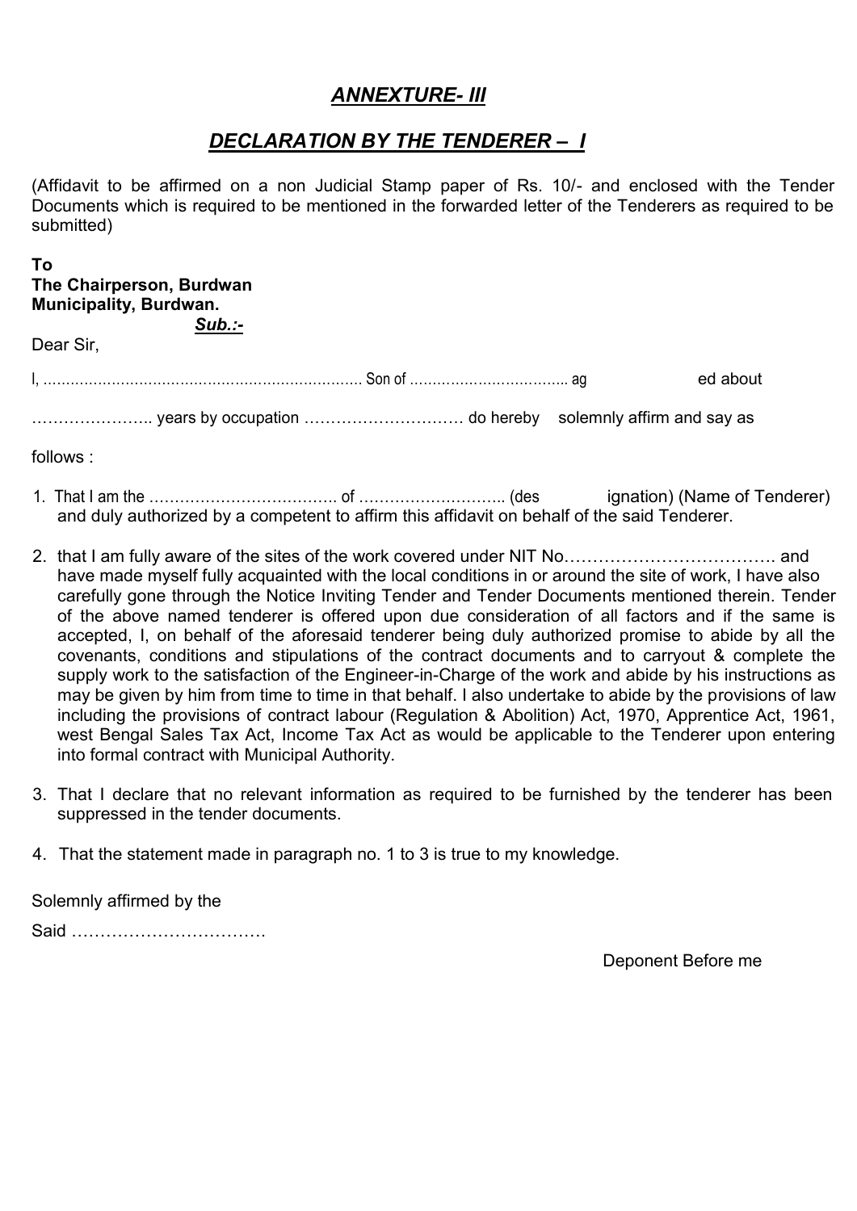## *ANNEXURE- III*

## *DECLARATION BY THE TENDERER – I*

(Affidavit to be affirmed on a non Judicial Stamp paper of Rs. 10/- and enclosed with the Tender Documents which is required to be mentioned in the forwarded letter of the Tenderers as required to be submitted)

**To**
**The Chairperson, Burdwan Municipality, Burdwan.**

***Sub.:-***

Dear Sir,

I, ……………………………………………………………… Son of …………………………….. ag ed about

………………….. years by occupation ………………………… do hereby solemnly affirm and say as

follows :

1. That I am the ……………………………….. of ……………………….. (designation) (Name of Tenderer) and duly authorized by a competent to affirm this affidavit on behalf of the said Tenderer.
2. that I am fully aware of the sites of the work covered under NIT No………………………………. and have made myself fully acquainted with the local conditions in or around the site of work, I have also carefully gone through the Notice Inviting Tender and Tender Documents mentioned therein. Tender of the above named tenderer is offered upon due consideration of all factors and if the same is accepted, I, on behalf of the aforesaid tenderer being duly authorized promise to abide by all the covenants, conditions and stipulations of the contract documents and to carryout & complete the supply work to the satisfaction of the Engineer-in-Charge of the work and abide by his instructions as may be given by him from time to time in that behalf. I also undertake to abide by the provisions of law including the provisions of contract labour (Regulation & Abolition) Act, 1970, Apprentice Act, 1961, west Bengal Sales Tax Act, Income Tax Act as would be applicable to the Tenderer upon entering into formal contract with Municipal Authority.
3. That I declare that no relevant information as required to be furnished by the tenderer has been suppressed in the tender documents.
4. That the statement made in paragraph no. 1 to 3 is true to my knowledge.

Solemnly affirmed by the

Said …………………………….

Deponent Before me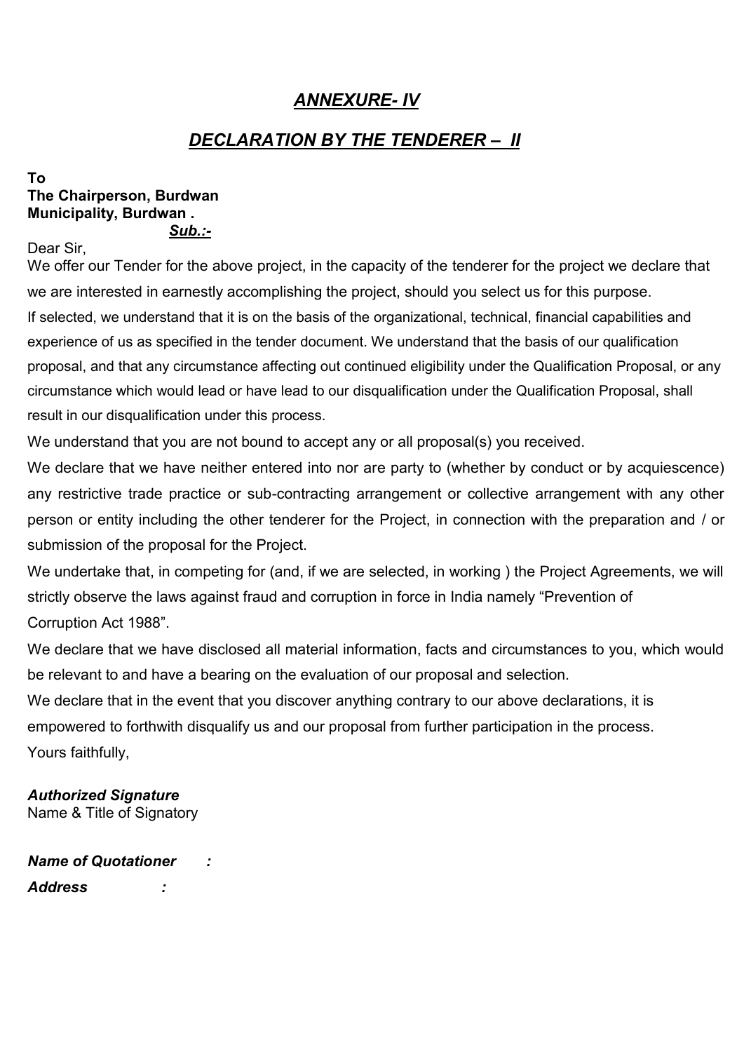## *ANNEXURE- IV*

## *DECLARATION BY THE TENDERER – II*

**To**
**The Chairperson, Burdwan**
**Municipality, Burdwan .**
***Sub.:-***

Dear Sir,

We offer our Tender for the above project, in the capacity of the tenderer for the project we declare that we are interested in earnestly accomplishing the project, should you select us for this purpose.

If selected, we understand that it is on the basis of the organizational, technical, financial capabilities and experience of us as specified in the tender document. We understand that the basis of our qualification proposal, and that any circumstance affecting out continued eligibility under the Qualification Proposal, or any circumstance which would lead or have lead to our disqualification under the Qualification Proposal, shall result in our disqualification under this process.

We understand that you are not bound to accept any or all proposal(s) you received.

We declare that we have neither entered into nor are party to (whether by conduct or by acquiescence) any restrictive trade practice or sub-contracting arrangement or collective arrangement with any other person or entity including the other tenderer for the Project, in connection with the preparation and / or submission of the proposal for the Project.

We undertake that, in competing for (and, if we are selected, in working ) the Project Agreements, we will strictly observe the laws against fraud and corruption in force in India namely "Prevention of Corruption Act 1988".

We declare that we have disclosed all material information, facts and circumstances to you, which would be relevant to and have a bearing on the evaluation of our proposal and selection.

We declare that in the event that you discover anything contrary to our above declarations, it is empowered to forthwith disqualify us and our proposal from further participation in the process.

Yours faithfully,

***Authorized Signature***
Name & Title of Signatory

***Name of Quotationer :***

***Address :***